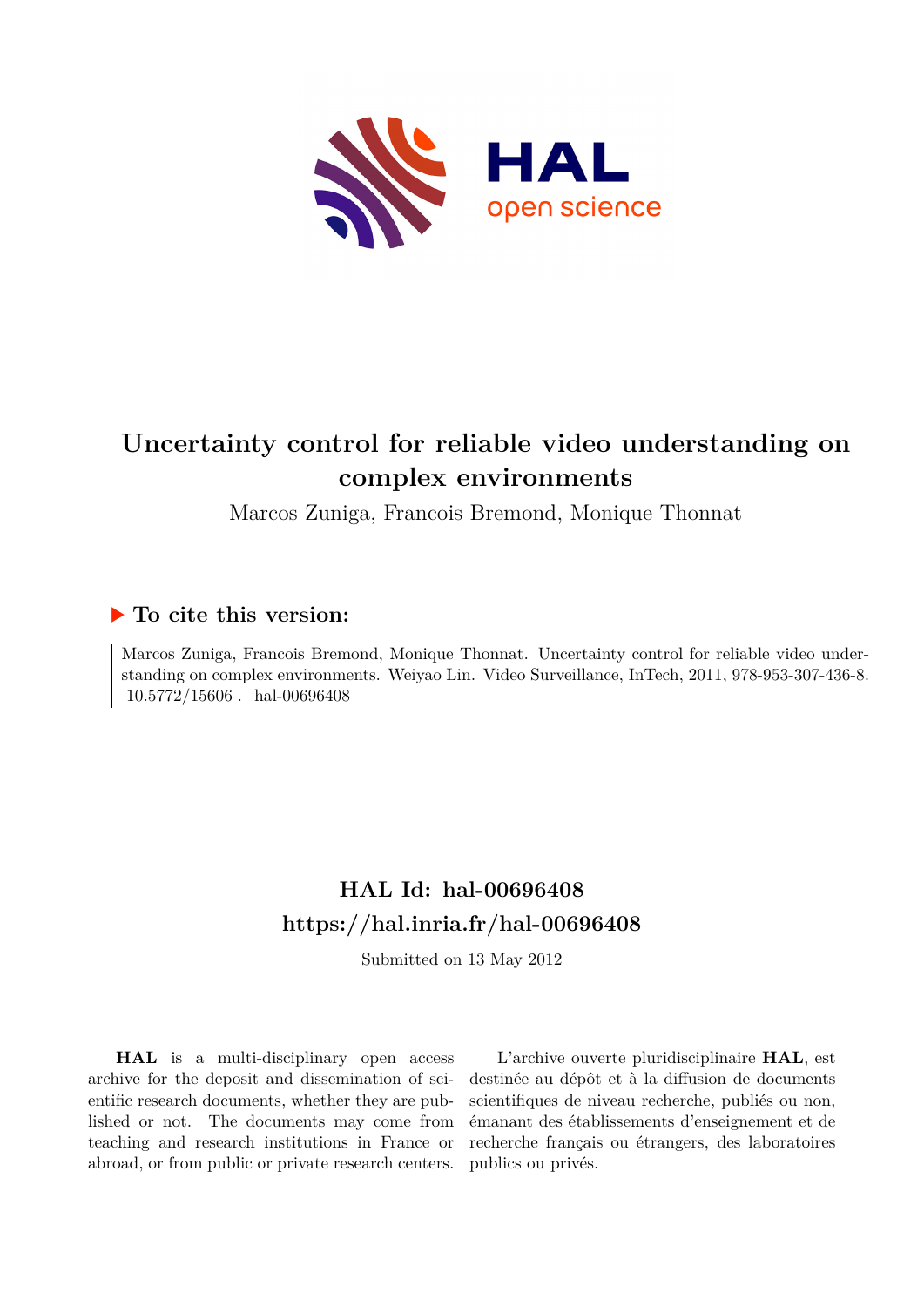# Uncertainty control for reliable video understanding on complex environments

Marcos Zuniga, Francois Bremond, Monique Thonnat

## ▶ To cite this version:

Marcos Zuniga, Francois Bremond, Monique Thonnat. Uncertainty control for reliable video understanding on complex environments. Weiyao Lin. Video Surveillance, InTech, 2011, 978-953-307-436-8. 10.5772/15606 . hal-00696408

## HAL Id: hal-00696408

## https://hal.inria.fr/hal-00696408

Submitted on 13 May 2012

**HAL** is a multi-disciplinary open access archive for the deposit and dissemination of scientific research documents, whether they are published or not. The documents may come from teaching and research institutions in France or abroad, or from public or private research centers.

L'archive ouverte pluridisciplinaire **HAL**, est destinée au dépôt et à la diffusion de documents scientifiques de niveau recherche, publiés ou non, émanant des établissements d'enseignement et de recherche français ou étrangers, des laboratoires publics ou privés.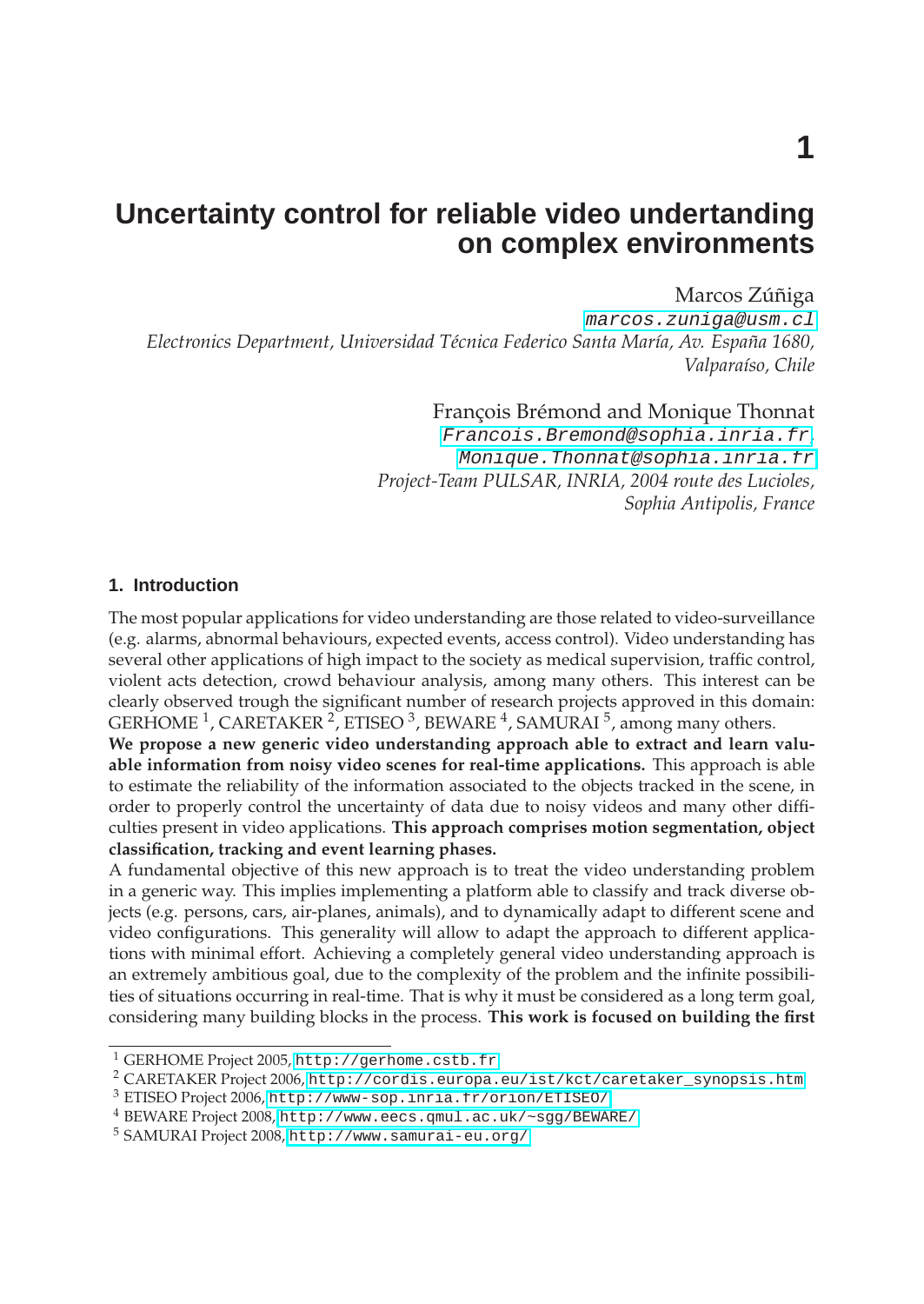# Uncertainty control for reliable video undertanding on complex environments

Marcos Zúñiga
marcos.zuniga@usm.cl
*Electronics Department, Universidad Técnica Federico Santa María, Av. España 1680, Valparaíso, Chile*

François Brémond and Monique Thonnat
Francois.Bremond@sophia.inria.fr,
Monique.Thonnat@sophia.inria.fr
*Project-Team PULSAR, INRIA, 2004 route des Lucioles, Sophia Antipolis, France*

## 1. Introduction

The most popular applications for video understanding are those related to video-surveillance (e.g. alarms, abnormal behaviours, expected events, access control). Video understanding has several other applications of high impact to the society as medical supervision, traffic control, violent acts detection, crowd behaviour analysis, among many others. This interest can be clearly observed trough the significant number of research projects approved in this domain: GERHOME [1], CARETAKER [2], ETISEO [3], BEWARE [4], SAMURAI [5], among many others.
**We propose a new generic video understanding approach able to extract and learn valuable information from noisy video scenes for real-time applications.** This approach is able to estimate the reliability of the information associated to the objects tracked in the scene, in order to properly control the uncertainty of data due to noisy videos and many other difficulties present in video applications. **This approach comprises motion segmentation, object classification, tracking and event learning phases.**
A fundamental objective of this new approach is to treat the video understanding problem in a generic way. This implies implementing a platform able to classify and track diverse objects (e.g. persons, cars, air-planes, animals), and to dynamically adapt to different scene and video configurations. This generality will allow to adapt the approach to different applications with minimal effort. Achieving a completely general video understanding approach is an extremely ambitious goal, due to the complexity of the problem and the infinite possibilities of situations occurring in real-time. That is why it must be considered as a long term goal, considering many building blocks in the process. **This work is focused on building the first**

[1] GERHOME Project 2005, http://gerhome.cstb.fr
[2] CARETAKER Project 2006, http://cordis.europa.eu/ist/kct/caretaker_synopsis.htm
[3] ETISEO Project 2006, http://www-sop.inria.fr/orion/ETISEO/
[4] BEWARE Project 2008, http://www.eecs.qmul.ac.uk/~sgg/BEWARE/
[5] SAMURAI Project 2008, http://www.samurai-eu.org/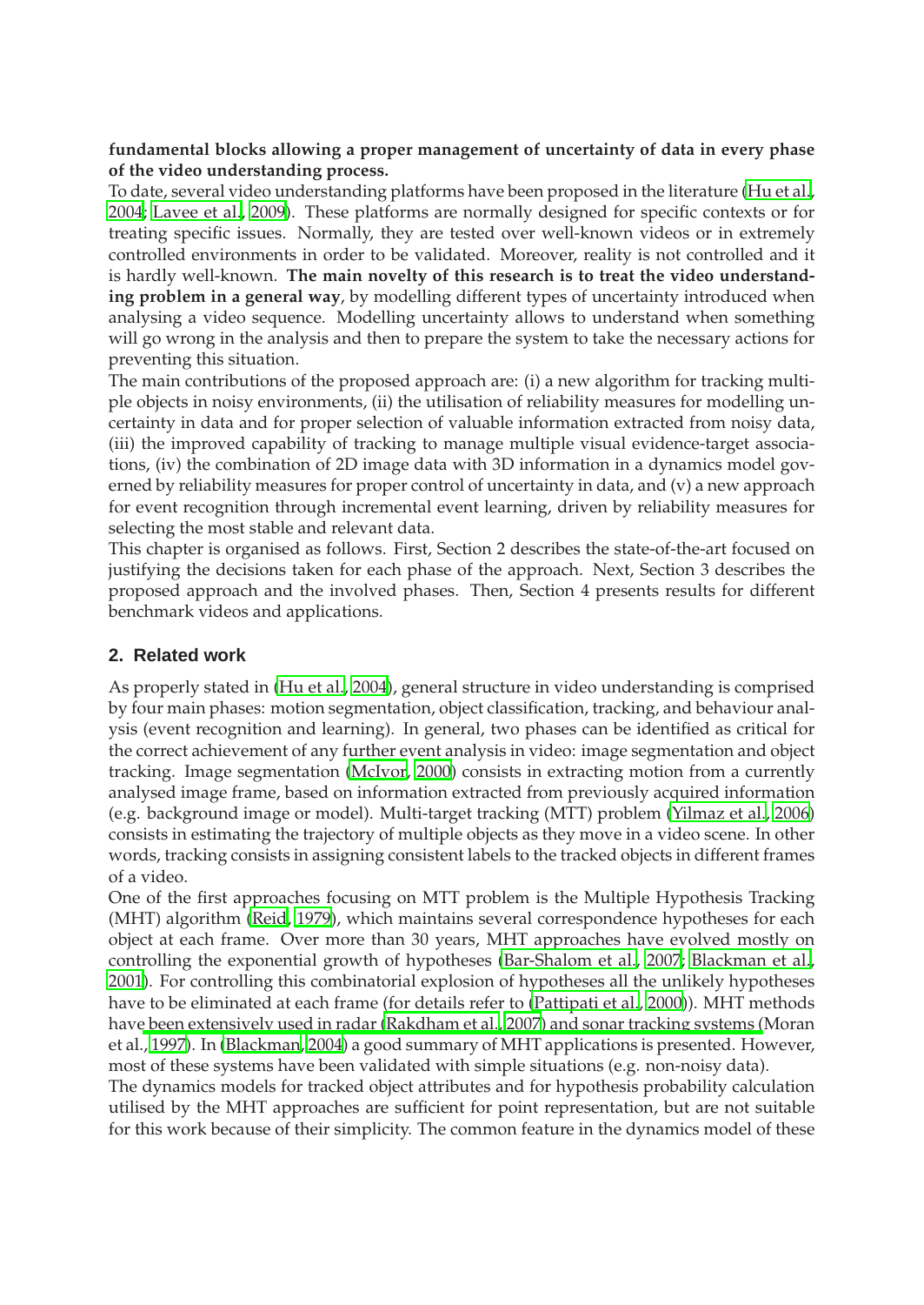**fundamental blocks allowing a proper management of uncertainty of data in every phase of the video understanding process.**

To date, several video understanding platforms have been proposed in the literature (Hu et al., 2004; Lavee et al., 2009). These platforms are normally designed for specific contexts or for treating specific issues. Normally, they are tested over well-known videos or in extremely controlled environments in order to be validated. Moreover, reality is not controlled and it is hardly well-known. **The main novelty of this research is to treat the video understanding problem in a general way**, by modelling different types of uncertainty introduced when analysing a video sequence. Modelling uncertainty allows to understand when something will go wrong in the analysis and then to prepare the system to take the necessary actions for preventing this situation.

The main contributions of the proposed approach are: (i) a new algorithm for tracking multiple objects in noisy environments, (ii) the utilisation of reliability measures for modelling uncertainty in data and for proper selection of valuable information extracted from noisy data, (iii) the improved capability of tracking to manage multiple visual evidence-target associations, (iv) the combination of 2D image data with 3D information in a dynamics model governed by reliability measures for proper control of uncertainty in data, and (v) a new approach for event recognition through incremental event learning, driven by reliability measures for selecting the most stable and relevant data.

This chapter is organised as follows. First, Section 2 describes the state-of-the-art focused on justifying the decisions taken for each phase of the approach. Next, Section 3 describes the proposed approach and the involved phases. Then, Section 4 presents results for different benchmark videos and applications.

## 2. Related work

As properly stated in (Hu et al., 2004), general structure in video understanding is comprised by four main phases: motion segmentation, object classification, tracking, and behaviour analysis (event recognition and learning). In general, two phases can be identified as critical for the correct achievement of any further event analysis in video: image segmentation and object tracking. Image segmentation (McIvor, 2000) consists in extracting motion from a currently analysed image frame, based on information extracted from previously acquired information (e.g. background image or model). Multi-target tracking (MTT) problem (Yilmaz et al., 2006) consists in estimating the trajectory of multiple objects as they move in a video scene. In other words, tracking consists in assigning consistent labels to the tracked objects in different frames of a video.

One of the first approaches focusing on MTT problem is the Multiple Hypothesis Tracking (MHT) algorithm (Reid, 1979), which maintains several correspondence hypotheses for each object at each frame. Over more than 30 years, MHT approaches have evolved mostly on controlling the exponential growth of hypotheses (Bar-Shalom et al., 2007; Blackman et al., 2001). For controlling this combinatorial explosion of hypotheses all the unlikely hypotheses have to be eliminated at each frame (for details refer to (Pattipati et al., 2000)). MHT methods have been extensively used in radar (Rakdham et al., 2007) and sonar tracking systems (Moran et al., 1997). In (Blackman, 2004) a good summary of MHT applications is presented. However, most of these systems have been validated with simple situations (e.g. non-noisy data).

The dynamics models for tracked object attributes and for hypothesis probability calculation utilised by the MHT approaches are sufficient for point representation, but are not suitable for this work because of their simplicity. The common feature in the dynamics model of these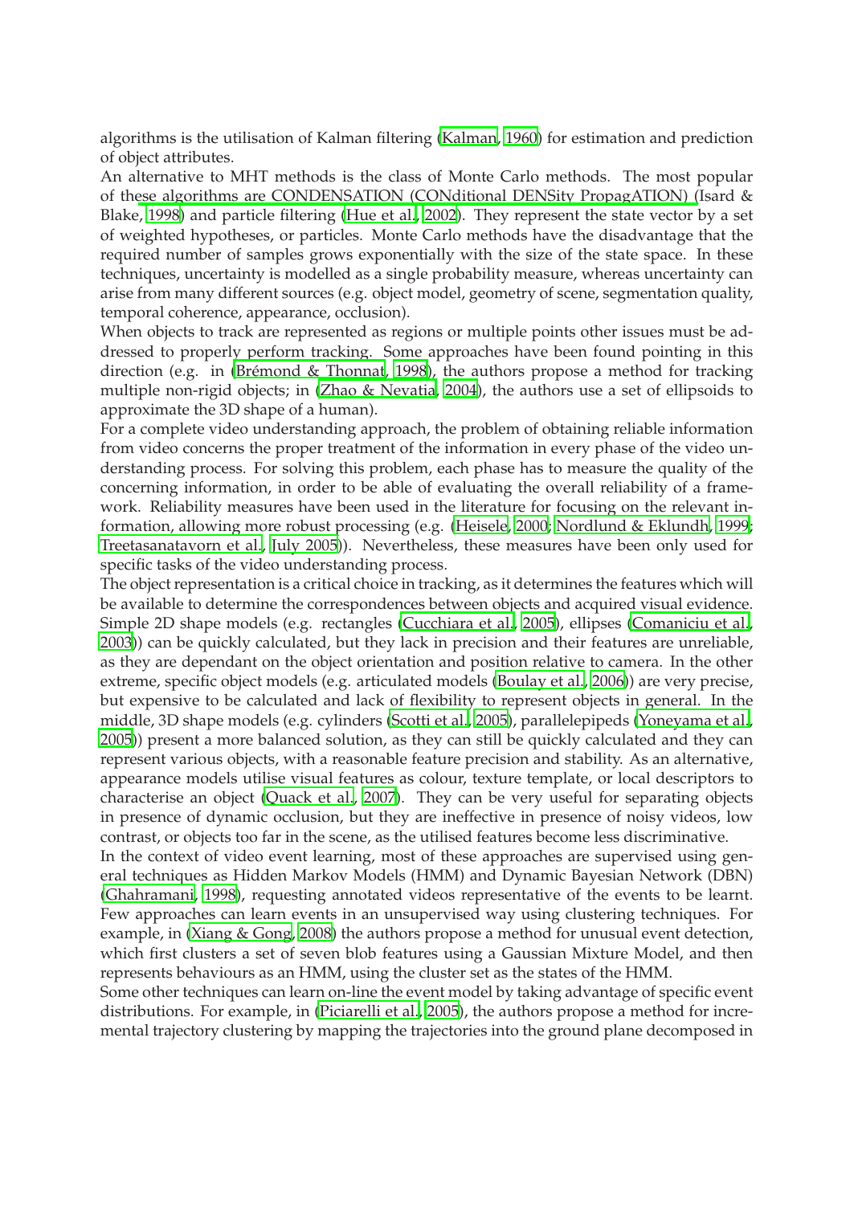algorithms is the utilisation of Kalman filtering (Kalman, 1960) for estimation and prediction of object attributes.

An alternative to MHT methods is the class of Monte Carlo methods. The most popular of these algorithms are CONDENSATION (CONditional DENSity PropagATION) (Isard & Blake, 1998) and particle filtering (Hue et al., 2002). They represent the state vector by a set of weighted hypotheses, or particles. Monte Carlo methods have the disadvantage that the required number of samples grows exponentially with the size of the state space. In these techniques, uncertainty is modelled as a single probability measure, whereas uncertainty can arise from many different sources (e.g. object model, geometry of scene, segmentation quality, temporal coherence, appearance, occlusion).

When objects to track are represented as regions or multiple points other issues must be addressed to properly perform tracking. Some approaches have been found pointing in this direction (e.g. in (Brémond & Thonnat, 1998), the authors propose a method for tracking multiple non-rigid objects; in (Zhao & Nevatia, 2004), the authors use a set of ellipsoids to approximate the 3D shape of a human).

For a complete video understanding approach, the problem of obtaining reliable information from video concerns the proper treatment of the information in every phase of the video understanding process. For solving this problem, each phase has to measure the quality of the concerning information, in order to be able of evaluating the overall reliability of a framework. Reliability measures have been used in the literature for focusing on the relevant information, allowing more robust processing (e.g. (Heisele, 2000; Nordlund & Eklundh, 1999; Treetasanatavorn et al., July 2005)). Nevertheless, these measures have been only used for specific tasks of the video understanding process.

The object representation is a critical choice in tracking, as it determines the features which will be available to determine the correspondences between objects and acquired visual evidence. Simple 2D shape models (e.g. rectangles (Cucchiara et al., 2005), ellipses (Comaniciu et al., 2003)) can be quickly calculated, but they lack in precision and their features are unreliable, as they are dependant on the object orientation and position relative to camera. In the other extreme, specific object models (e.g. articulated models (Boulay et al., 2006)) are very precise, but expensive to be calculated and lack of flexibility to represent objects in general. In the middle, 3D shape models (e.g. cylinders (Scotti et al., 2005), parallelepipeds (Yoneyama et al., 2005)) present a more balanced solution, as they can still be quickly calculated and they can represent various objects, with a reasonable feature precision and stability. As an alternative, appearance models utilise visual features as colour, texture template, or local descriptors to characterise an object (Quack et al., 2007). They can be very useful for separating objects in presence of dynamic occlusion, but they are ineffective in presence of noisy videos, low contrast, or objects too far in the scene, as the utilised features become less discriminative.

In the context of video event learning, most of these approaches are supervised using general techniques as Hidden Markov Models (HMM) and Dynamic Bayesian Network (DBN) (Ghahramani, 1998), requesting annotated videos representative of the events to be learnt. Few approaches can learn events in an unsupervised way using clustering techniques. For example, in (Xiang & Gong, 2008) the authors propose a method for unusual event detection, which first clusters a set of seven blob features using a Gaussian Mixture Model, and then represents behaviours as an HMM, using the cluster set as the states of the HMM.

Some other techniques can learn on-line the event model by taking advantage of specific event distributions. For example, in (Piciarelli et al., 2005), the authors propose a method for incremental trajectory clustering by mapping the trajectories into the ground plane decomposed in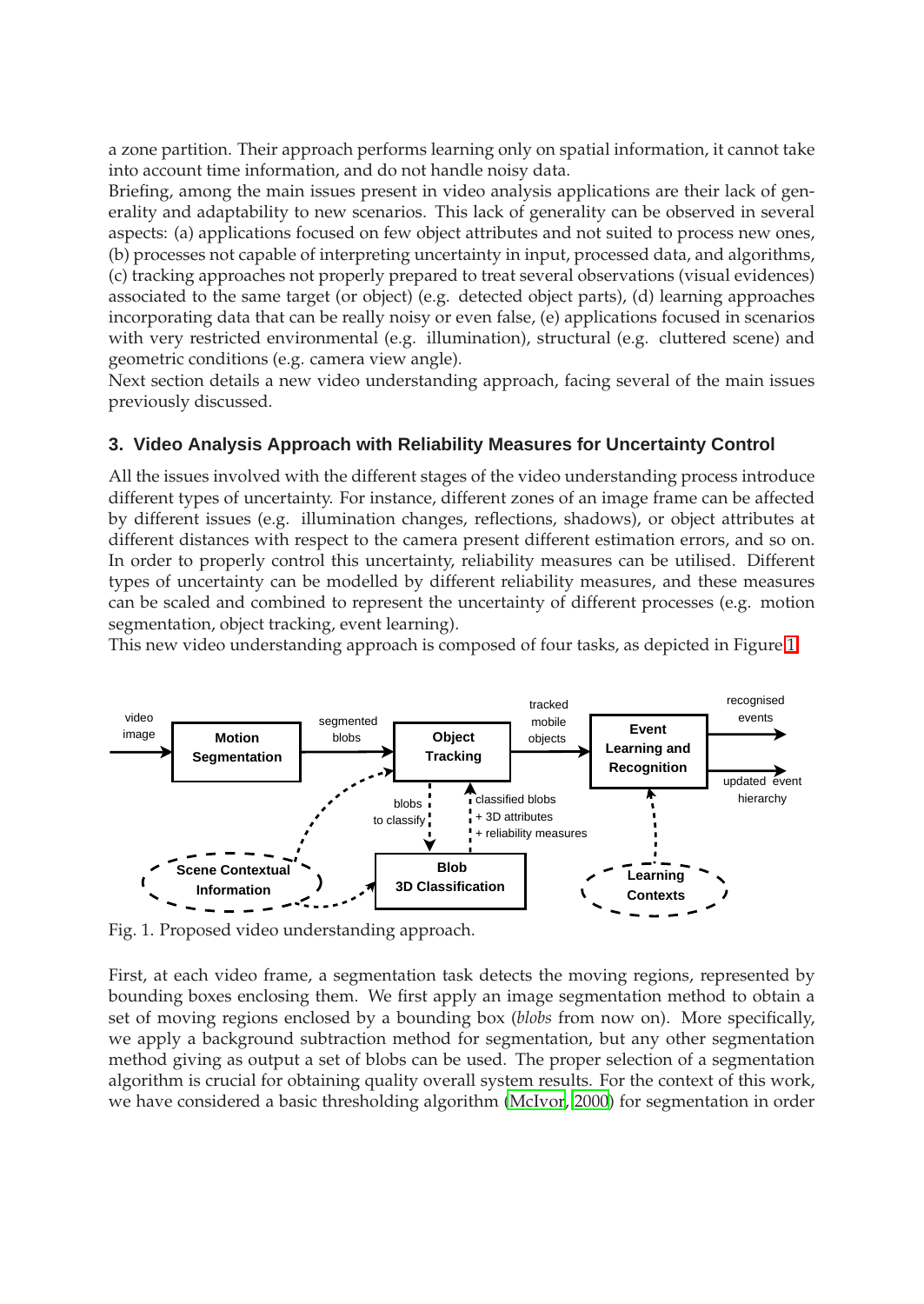a zone partition. Their approach performs learning only on spatial information, it cannot take into account time information, and do not handle noisy data.

Briefing, among the main issues present in video analysis applications are their lack of generality and adaptability to new scenarios. This lack of generality can be observed in several aspects: (a) applications focused on few object attributes and not suited to process new ones, (b) processes not capable of interpreting uncertainty in input, processed data, and algorithms, (c) tracking approaches not properly prepared to treat several observations (visual evidences) associated to the same target (or object) (e.g. detected object parts), (d) learning approaches incorporating data that can be really noisy or even false, (e) applications focused in scenarios with very restricted environmental (e.g. illumination), structural (e.g. cluttered scene) and geometric conditions (e.g. camera view angle).

Next section details a new video understanding approach, facing several of the main issues previously discussed.

## 3. Video Analysis Approach with Reliability Measures for Uncertainty Control

All the issues involved with the different stages of the video understanding process introduce different types of uncertainty. For instance, different zones of an image frame can be affected by different issues (e.g. illumination changes, reflections, shadows), or object attributes at different distances with respect to the camera present different estimation errors, and so on. In order to properly control this uncertainty, reliability measures can be utilised. Different types of uncertainty can be modelled by different reliability measures, and these measures can be scaled and combined to represent the uncertainty of different processes (e.g. motion segmentation, object tracking, event learning).

This new video understanding approach is composed of four tasks, as depicted in Figure 1.

video image

Motion Segmentation

segmented blobs

Object Tracking

tracked mobile objects

Event Learning and Recognition

recognised events

updated event hierarchy

blobs to classify

classified blobs + 3D attributes + reliability measures

Scene Contextual Information

Blob 3D Classification

Learning Contexts

Fig. 1. Proposed video understanding approach.

First, at each video frame, a segmentation task detects the moving regions, represented by bounding boxes enclosing them. We first apply an image segmentation method to obtain a set of moving regions enclosed by a bounding box (*blobs* from now on). More specifically, we apply a background subtraction method for segmentation, but any other segmentation method giving as output a set of blobs can be used. The proper selection of a segmentation algorithm is crucial for obtaining quality overall system results. For the context of this work, we have considered a basic thresholding algorithm (McIvor, 2000) for segmentation in order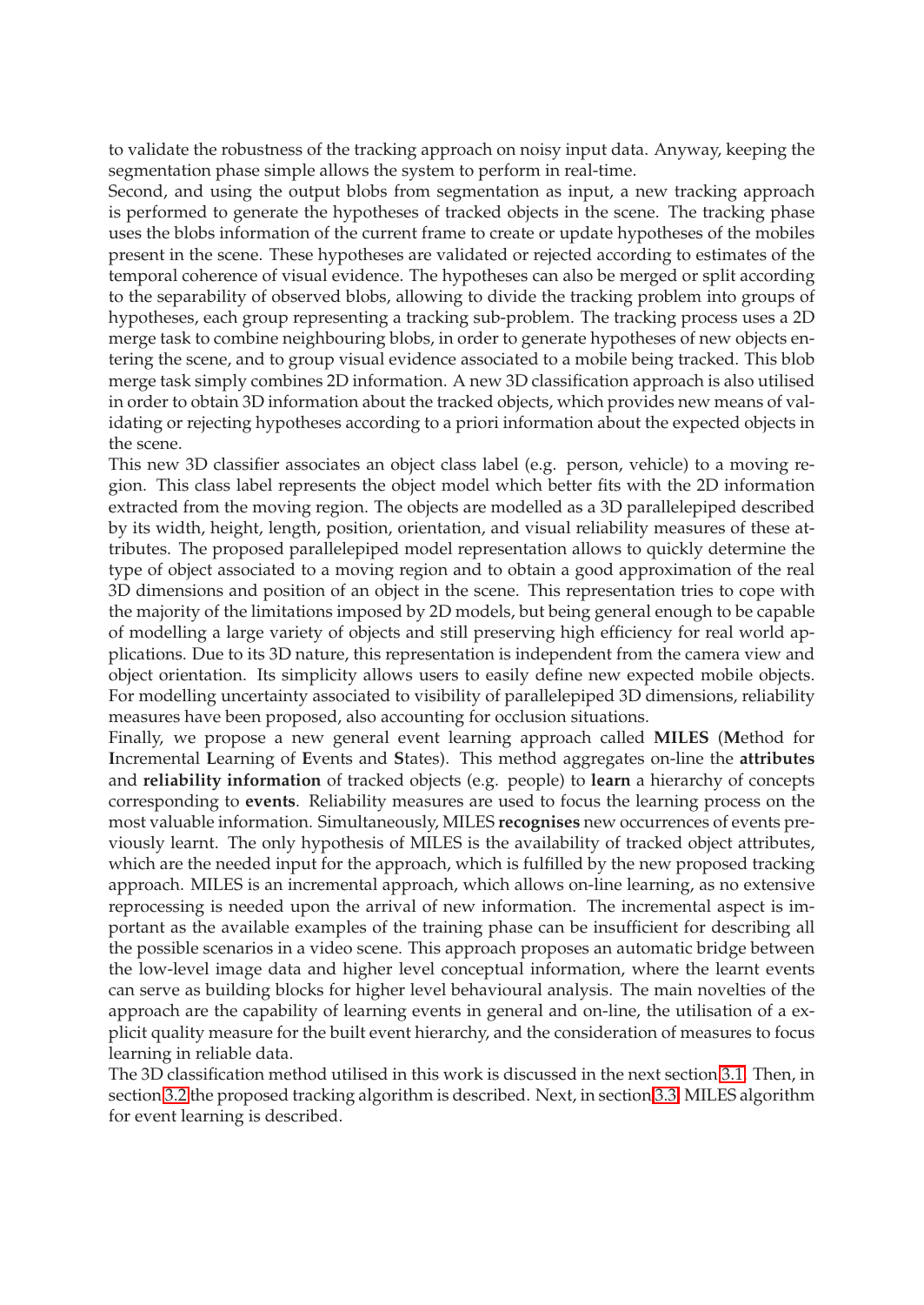to validate the robustness of the tracking approach on noisy input data. Anyway, keeping the segmentation phase simple allows the system to perform in real-time.

Second, and using the output blobs from segmentation as input, a new tracking approach is performed to generate the hypotheses of tracked objects in the scene. The tracking phase uses the blobs information of the current frame to create or update hypotheses of the mobiles present in the scene. These hypotheses are validated or rejected according to estimates of the temporal coherence of visual evidence. The hypotheses can also be merged or split according to the separability of observed blobs, allowing to divide the tracking problem into groups of hypotheses, each group representing a tracking sub-problem. The tracking process uses a 2D merge task to combine neighbouring blobs, in order to generate hypotheses of new objects entering the scene, and to group visual evidence associated to a mobile being tracked. This blob merge task simply combines 2D information. A new 3D classification approach is also utilised in order to obtain 3D information about the tracked objects, which provides new means of validating or rejecting hypotheses according to a priori information about the expected objects in the scene.

This new 3D classifier associates an object class label (e.g. person, vehicle) to a moving region. This class label represents the object model which better fits with the 2D information extracted from the moving region. The objects are modelled as a 3D parallelepiped described by its width, height, length, position, orientation, and visual reliability measures of these attributes. The proposed parallelepiped model representation allows to quickly determine the type of object associated to a moving region and to obtain a good approximation of the real 3D dimensions and position of an object in the scene. This representation tries to cope with the majority of the limitations imposed by 2D models, but being general enough to be capable of modelling a large variety of objects and still preserving high efficiency for real world applications. Due to its 3D nature, this representation is independent from the camera view and object orientation. Its simplicity allows users to easily define new expected mobile objects. For modelling uncertainty associated to visibility of parallelepiped 3D dimensions, reliability measures have been proposed, also accounting for occlusion situations.

Finally, we propose a new general event learning approach called **MILES** (**M**ethod for **I**ncremental **L**earning of **E**vents and **S**tates). This method aggregates on-line the **attributes** and **reliability information** of tracked objects (e.g. people) to **learn** a hierarchy of concepts corresponding to **events**. Reliability measures are used to focus the learning process on the most valuable information. Simultaneously, MILES **recognises** new occurrences of events previously learnt. The only hypothesis of MILES is the availability of tracked object attributes, which are the needed input for the approach, which is fulfilled by the new proposed tracking approach. MILES is an incremental approach, which allows on-line learning, as no extensive reprocessing is needed upon the arrival of new information. The incremental aspect is important as the available examples of the training phase can be insufficient for describing all the possible scenarios in a video scene. This approach proposes an automatic bridge between the low-level image data and higher level conceptual information, where the learnt events can serve as building blocks for higher level behavioural analysis. The main novelties of the approach are the capability of learning events in general and on-line, the utilisation of a explicit quality measure for the built event hierarchy, and the consideration of measures to focus learning in reliable data.

The 3D classification method utilised in this work is discussed in the next section 3.1. Then, in section 3.2 the proposed tracking algorithm is described. Next, in section 3.3, MILES algorithm for event learning is described.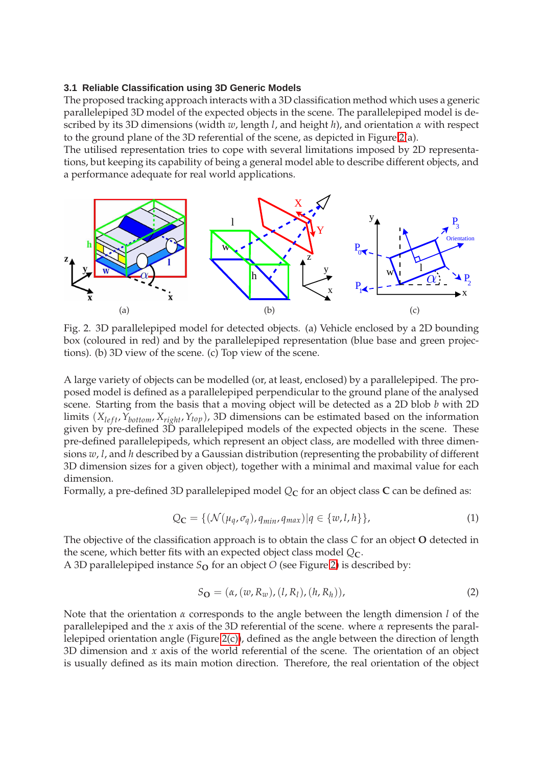### 3.1 Reliable Classification using 3D Generic Models

The proposed tracking approach interacts with a 3D classification method which uses a generic parallelepiped 3D model of the expected objects in the scene. The parallelepiped model is described by its 3D dimensions (width $w$, length $l$, and height $h$), and orientation $\alpha$ with respect to the ground plane of the 3D referential of the scene, as depicted in Figure 2(a).
The utilised representation tries to cope with several limitations imposed by 2D representations, but keeping its capability of being a general model able to describe different objects, and a performance adequate for real world applications.

Fig. 2. 3D parallelepiped model for detected objects. (a) Vehicle enclosed by a 2D bounding box (coloured in red) and by the parallelepiped representation (blue base and green projections). (b) 3D view of the scene. (c) Top view of the scene.

A large variety of objects can be modelled (or, at least, enclosed) by a parallelepiped. The proposed model is defined as a parallelepiped perpendicular to the ground plane of the analysed scene. Starting from the basis that a moving object will be detected as a 2D blob $b$ with 2D limits $(X_{left}, Y_{bottom}, X_{right}, Y_{top})$, 3D dimensions can be estimated based on the information given by pre-defined 3D parallelepiped models of the expected objects in the scene. These pre-defined parallelepipeds, which represent an object class, are modelled with three dimensions $w$, $l$, and $h$ described by a Gaussian distribution (representing the probability of different 3D dimension sizes for a given object), together with a minimal and maximal value for each dimension.
Formally, a pre-defined 3D parallelepiped model $Q_{\mathbf{C}}$ for an object class $\mathbf{C}$ can be defined as:

$$Q_{\mathbf{C}} = \{(\mathcal{N}(\mu_q, \sigma_q), q_{min}, q_{max}) | q \in \{w, l, h\}\}, \tag{1}$$

The objective of the classification approach is to obtain the class $C$ for an object $\mathbf{O}$ detected in the scene, which better fits with an expected object class model $Q_{\mathbf{C}}$.
A 3D parallelepiped instance $S_{\mathbf{O}}$ for an object $O$ (see Figure 2) is described by:

$$S_{\mathbf{O}} = (\alpha, (w, R_w), (l, R_l), (h, R_h)), \tag{2}$$

Note that the orientation $\alpha$ corresponds to the angle between the length dimension $l$ of the parallelepiped and the $x$ axis of the 3D referential of the scene. where $\alpha$ represents the parallelepiped orientation angle (Figure 2(c)), defined as the angle between the direction of length 3D dimension and $x$ axis of the world referential of the scene. The orientation of an object is usually defined as its main motion direction. Therefore, the real orientation of the object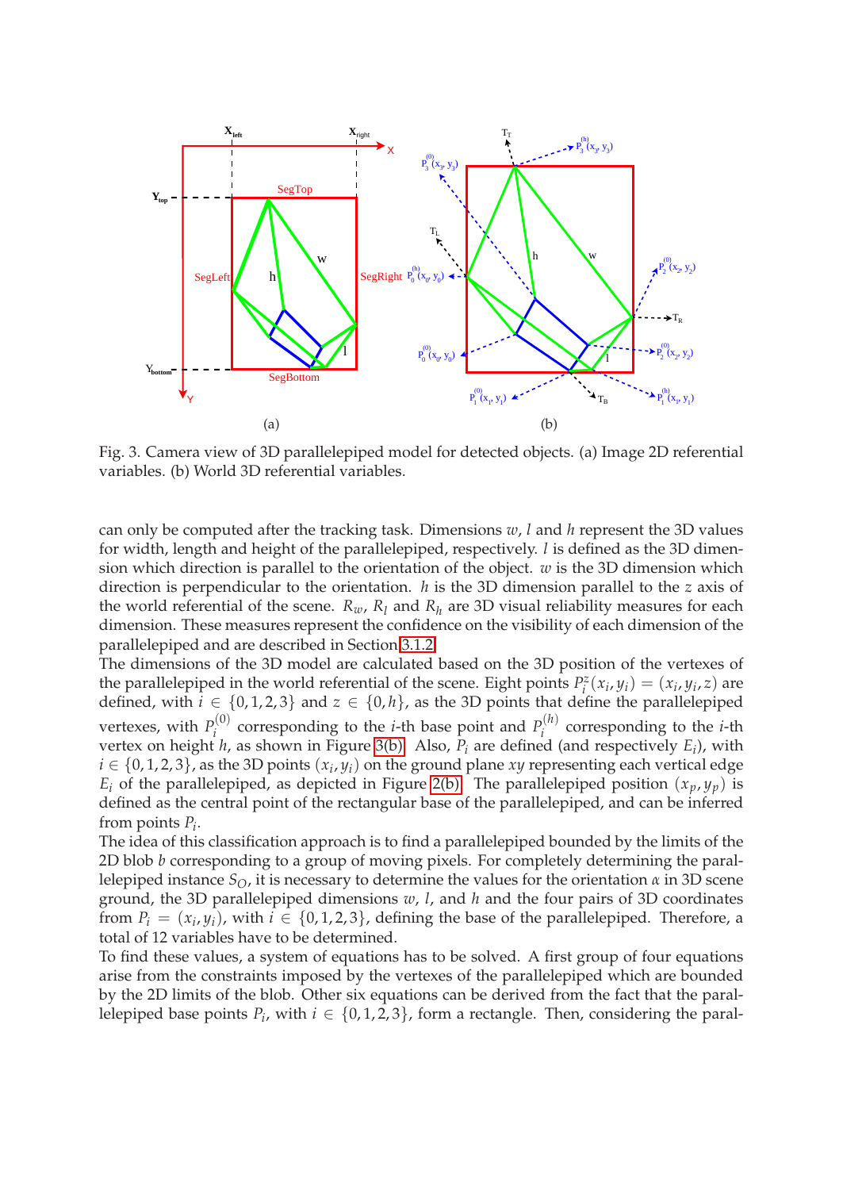Fig. 3. Camera view of 3D parallelepiped model for detected objects. (a) Image 2D referential variables. (b) World 3D referential variables.

can only be computed after the tracking task. Dimensions $w$, $l$ and $h$ represent the 3D values for width, length and height of the parallelepiped, respectively. $l$ is defined as the 3D dimension which direction is parallel to the orientation of the object. $w$ is the 3D dimension which direction is perpendicular to the orientation. $h$ is the 3D dimension parallel to the $z$ axis of the world referential of the scene. $R_w$, $R_l$ and $R_h$ are 3D visual reliability measures for each dimension. These measures represent the confidence on the visibility of each dimension of the parallelepiped and are described in Section 3.1.2.

The dimensions of the 3D model are calculated based on the 3D position of the vertexes of the parallelepiped in the world referential of the scene. Eight points $P_i^z(x_i, y_i) = (x_i, y_i, z)$ are defined, with $i \in \{0, 1, 2, 3\}$ and $z \in \{0, h\}$, as the 3D points that define the parallelepiped vertexes, with $P_i^{(0)}$ corresponding to the $i$-th base point and $P_i^{(h)}$ corresponding to the $i$-th vertex on height $h$, as shown in Figure 3(b). Also, $P_i$ are defined (and respectively $E_i$), with $i \in \{0, 1, 2, 3\}$, as the 3D points $(x_i, y_i)$ on the ground plane $xy$ representing each vertical edge $E_i$ of the parallelepiped, as depicted in Figure 2(b). The parallelepiped position $(x_p, y_p)$ is defined as the central point of the rectangular base of the parallelepiped, and can be inferred from points $P_i$.

The idea of this classification approach is to find a parallelepiped bounded by the limits of the 2D blob $b$ corresponding to a group of moving pixels. For completely determining the parallelepiped instance $S_O$, it is necessary to determine the values for the orientation $\alpha$ in 3D scene ground, the 3D parallelepiped dimensions $w$, $l$, and $h$ and the four pairs of 3D coordinates from $P_i = (x_i, y_i)$, with $i \in \{0, 1, 2, 3\}$, defining the base of the parallelepiped. Therefore, a total of 12 variables have to be determined.

To find these values, a system of equations has to be solved. A first group of four equations arise from the constraints imposed by the vertexes of the parallelepiped which are bounded by the 2D limits of the blob. Other six equations can be derived from the fact that the parallelepiped base points $P_i$, with $i \in \{0, 1, 2, 3\}$, form a rectangle. Then, considering the paral-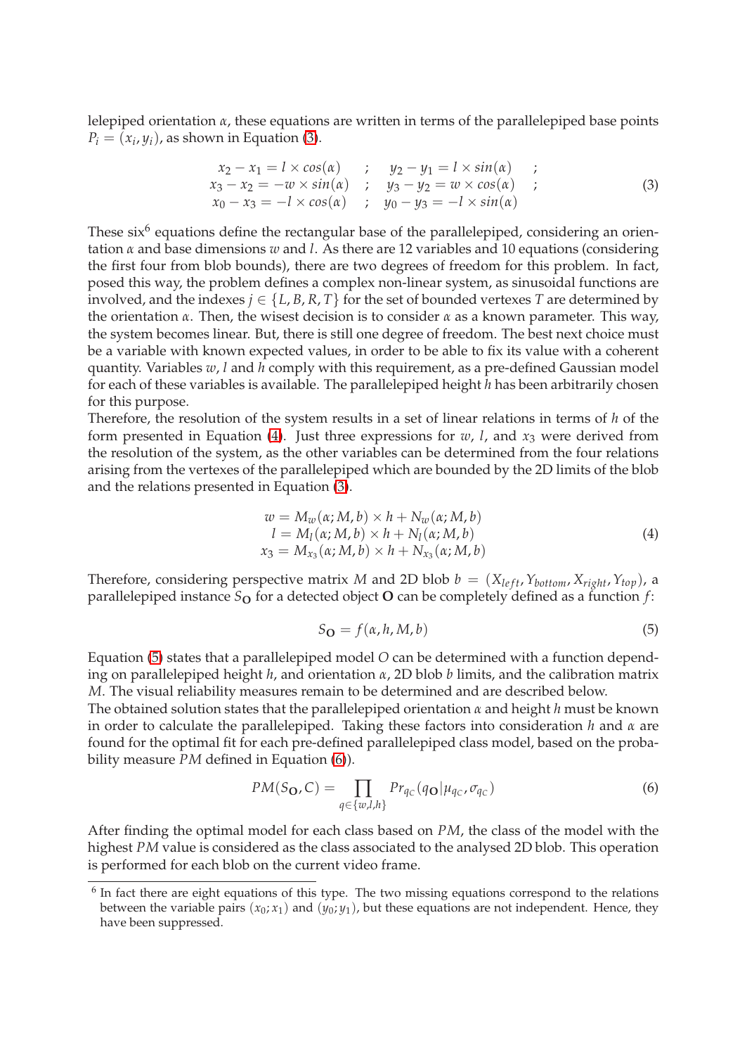lelepiped orientation $\alpha$, these equations are written in terms of the parallelepiped base points $P_i = (x_i, y_i)$, as shown in Equation (3).

$$
\begin{array}{rclcrcll}
x_2 - x_1 & = & l \times cos(\alpha) & ; & y_2 - y_1 & = & l \times sin(\alpha) & ; \\
x_3 - x_2 & = & -w \times sin(\alpha) & ; & y_3 - y_2 & = & w \times cos(\alpha) & ; \\
x_0 - x_3 & = & -l \times cos(\alpha) & ; & y_0 - y_3 & = & -l \times sin(\alpha) &
\end{array}
\tag{3}
$$

These six[6] equations define the rectangular base of the parallelepiped, considering an orientation $\alpha$ and base dimensions $w$ and $l$. As there are 12 variables and 10 equations (considering the first four from blob bounds), there are two degrees of freedom for this problem. In fact, posed this way, the problem defines a complex non-linear system, as sinusoidal functions are involved, and the indexes $j \in \{L, B, R, T\}$ for the set of bounded vertexes $T$ are determined by the orientation $\alpha$. Then, the wisest decision is to consider $\alpha$ as a known parameter. This way, the system becomes linear. But, there is still one degree of freedom. The best next choice must be a variable with known expected values, in order to be able to fix its value with a coherent quantity. Variables $w$, $l$ and $h$ comply with this requirement, as a pre-defined Gaussian model for each of these variables is available. The parallelepiped height $h$ has been arbitrarily chosen for this purpose.

Therefore, the resolution of the system results in a set of linear relations in terms of $h$ of the form presented in Equation (4). Just three expressions for $w$, $l$, and $x_3$ were derived from the resolution of the system, as the other variables can be determined from the four relations arising from the vertexes of the parallelepiped which are bounded by the 2D limits of the blob and the relations presented in Equation (3).

$$
\begin{array}{rcl}
w & = & M_w(\alpha; M, b) \times h + N_w(\alpha; M, b) \\
l & = & M_l(\alpha; M, b) \times h + N_l(\alpha; M, b) \\
x_3 & = & M_{x_3}(\alpha; M, b) \times h + N_{x_3}(\alpha; M, b)
\end{array}
\tag{4}
$$

Therefore, considering perspective matrix $M$ and 2D blob $b = (X_{left}, Y_{bottom}, X_{right}, Y_{top})$, a parallelepiped instance $S_{\mathbf{O}}$ for a detected object $\mathbf{O}$ can be completely defined as a function $f$:

$$
S_{\mathbf{O}} = f(\alpha, h, M, b) \tag{5}
$$

Equation (5) states that a parallelepiped model $O$ can be determined with a function depending on parallelepiped height $h$, and orientation $\alpha$, 2D blob $b$ limits, and the calibration matrix $M$. The visual reliability measures remain to be determined and are described below.

The obtained solution states that the parallelepiped orientation $\alpha$ and height $h$ must be known in order to calculate the parallelepiped. Taking these factors into consideration $h$ and $\alpha$ are found for the optimal fit for each pre-defined parallelepiped class model, based on the probability measure $PM$ defined in Equation (6)).

$$
PM(S_{\mathbf{O}}, C) = \prod_{q \in \{w,l,h\}} Pr_{q_C}(q_{\mathbf{O}} | \mu_{q_C}, \sigma_{q_C}) \tag{6}
$$

After finding the optimal model for each class based on $PM$, the class of the model with the highest $PM$ value is considered as the class associated to the analysed 2D blob. This operation is performed for each blob on the current video frame.

[6] In fact there are eight equations of this type. The two missing equations correspond to the relations between the variable pairs $(x_0; x_1)$ and $(y_0; y_1)$, but these equations are not independent. Hence, they have been suppressed.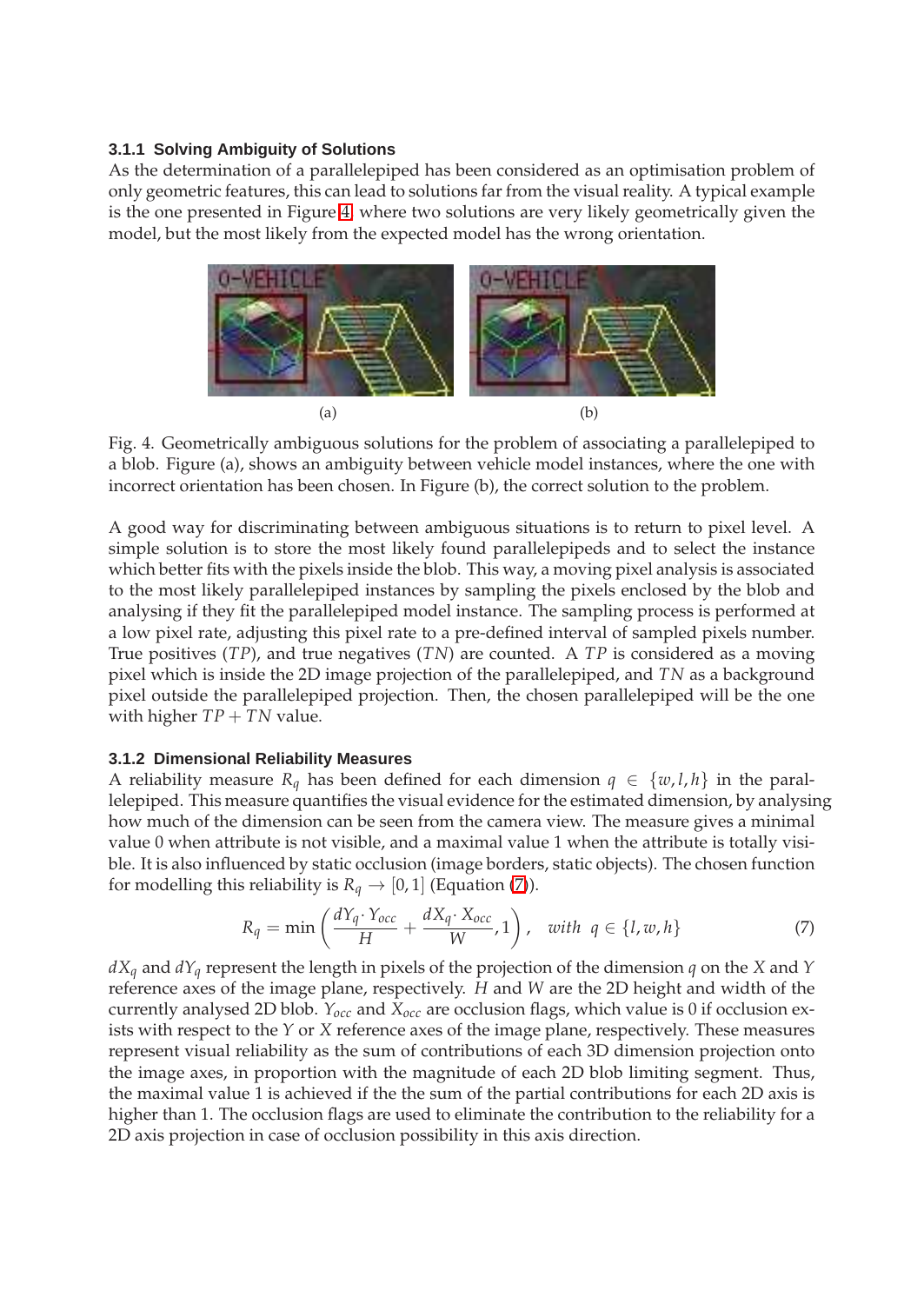### 3.1.1 Solving Ambiguity of Solutions

As the determination of a parallelepiped has been considered as an optimisation problem of only geometric features, this can lead to solutions far from the visual reality. A typical example is the one presented in Figure 4, where two solutions are very likely geometrically given the model, but the most likely from the expected model has the wrong orientation.

(a) (b)

Fig. 4. Geometrically ambiguous solutions for the problem of associating a parallelepiped to a blob. Figure (a), shows an ambiguity between vehicle model instances, where the one with incorrect orientation has been chosen. In Figure (b), the correct solution to the problem.

A good way for discriminating between ambiguous situations is to return to pixel level. A simple solution is to store the most likely found parallelepipeds and to select the instance which better fits with the pixels inside the blob. This way, a moving pixel analysis is associated to the most likely parallelepiped instances by sampling the pixels enclosed by the blob and analysing if they fit the parallelepiped model instance. The sampling process is performed at a low pixel rate, adjusting this pixel rate to a pre-defined interval of sampled pixels number. True positives ($TP$), and true negatives ($TN$) are counted. A $TP$ is considered as a moving pixel which is inside the 2D image projection of the parallelepiped, and $TN$ as a background pixel outside the parallelepiped projection. Then, the chosen parallelepiped will be the one with higher $TP + TN$ value.

### 3.1.2 Dimensional Reliability Measures

A reliability measure $R_q$ has been defined for each dimension $q \in \{w, l, h\}$ in the parallelepiped. This measure quantifies the visual evidence for the estimated dimension, by analysing how much of the dimension can be seen from the camera view. The measure gives a minimal value 0 when attribute is not visible, and a maximal value 1 when the attribute is totally visible. It is also influenced by static occlusion (image borders, static objects). The chosen function for modelling this reliability is $R_q \rightarrow [0, 1]$ (Equation (7)).

$$R_q = \min\left(\frac{dY_q \cdot Y_{occ}}{H} + \frac{dX_q \cdot X_{occ}}{W}, 1\right), \quad with \;\; q \in \{l, w, h\} \tag{7}$$

$dX_q$ and $dY_q$ represent the length in pixels of the projection of the dimension $q$ on the $X$ and $Y$ reference axes of the image plane, respectively. $H$ and $W$ are the 2D height and width of the currently analysed 2D blob. $Y_{occ}$ and $X_{occ}$ are occlusion flags, which value is 0 if occlusion exists with respect to the $Y$ or $X$ reference axes of the image plane, respectively. These measures represent visual reliability as the sum of contributions of each 3D dimension projection onto the image axes, in proportion with the magnitude of each 2D blob limiting segment. Thus, the maximal value 1 is achieved if the the sum of the partial contributions for each 2D axis is higher than 1. The occlusion flags are used to eliminate the contribution to the reliability for a 2D axis projection in case of occlusion possibility in this axis direction.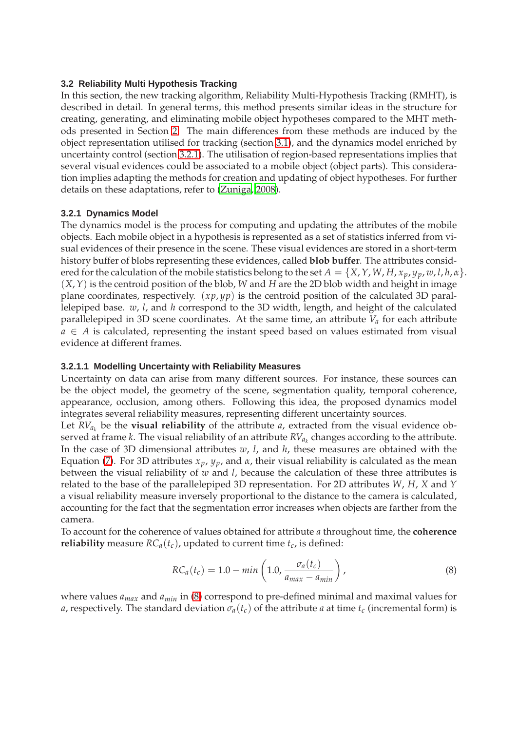### 3.2 Reliability Multi Hypothesis Tracking

In this section, the new tracking algorithm, Reliability Multi-Hypothesis Tracking (RMHT), is described in detail. In general terms, this method presents similar ideas in the structure for creating, generating, and eliminating mobile object hypotheses compared to the MHT methods presented in Section 2. The main differences from these methods are induced by the object representation utilised for tracking (section 3.1), and the dynamics model enriched by uncertainty control (section 3.2.1). The utilisation of region-based representations implies that several visual evidences could be associated to a mobile object (object parts). This consideration implies adapting the methods for creation and updating of object hypotheses. For further details on these adaptations, refer to (Zuniga, 2008).

#### 3.2.1 Dynamics Model

The dynamics model is the process for computing and updating the attributes of the mobile objects. Each mobile object in a hypothesis is represented as a set of statistics inferred from visual evidences of their presence in the scene. These visual evidences are stored in a short-term history buffer of blobs representing these evidences, called **blob buffer**. The attributes considered for the calculation of the mobile statistics belong to the set $A = \{X, Y, W, H, x_p, y_p, w, l, h, \alpha\}$. $(X, Y)$ is the centroid position of the blob, $W$ and $H$ are the 2D blob width and height in image plane coordinates, respectively. $(xp, yp)$ is the centroid position of the calculated 3D parallelepiped base. $w$, $l$, and $h$ correspond to the 3D width, length, and height of the calculated parallelepiped in 3D scene coordinates. At the same time, an attribute $V_a$ for each attribute $a \in A$ is calculated, representing the instant speed based on values estimated from visual evidence at different frames.

##### 3.2.1.1 Modelling Uncertainty with Reliability Measures

Uncertainty on data can arise from many different sources. For instance, these sources can be the object model, the geometry of the scene, segmentation quality, temporal coherence, appearance, occlusion, among others. Following this idea, the proposed dynamics model integrates several reliability measures, representing different uncertainty sources.

Let $RV_{a_k}$ be the **visual reliability** of the attribute $a$, extracted from the visual evidence observed at frame $k$. The visual reliability of an attribute $RV_{a_k}$ changes according to the attribute. In the case of 3D dimensional attributes $w$, $l$, and $h$, these measures are obtained with the Equation (7). For 3D attributes $x_p$, $y_p$, and $\alpha$, their visual reliability is calculated as the mean between the visual reliability of $w$ and $l$, because the calculation of these three attributes is related to the base of the parallelepiped 3D representation. For 2D attributes $W$, $H$, $X$ and $Y$ a visual reliability measure inversely proportional to the distance to the camera is calculated, accounting for the fact that the segmentation error increases when objects are farther from the camera.

To account for the coherence of values obtained for attribute $a$ throughout time, the **coherence reliability** measure $RC_a(t_c)$, updated to current time $t_c$, is defined:

$$RC_a(t_c) = 1.0 - min\left(1.0, \frac{\sigma_a(t_c)}{a_{max} - a_{min}}\right), \tag{8}$$

where values $a_{max}$ and $a_{min}$ in (8) correspond to pre-defined minimal and maximal values for $a$, respectively. The standard deviation $\sigma_a(t_c)$ of the attribute $a$ at time $t_c$ (incremental form) is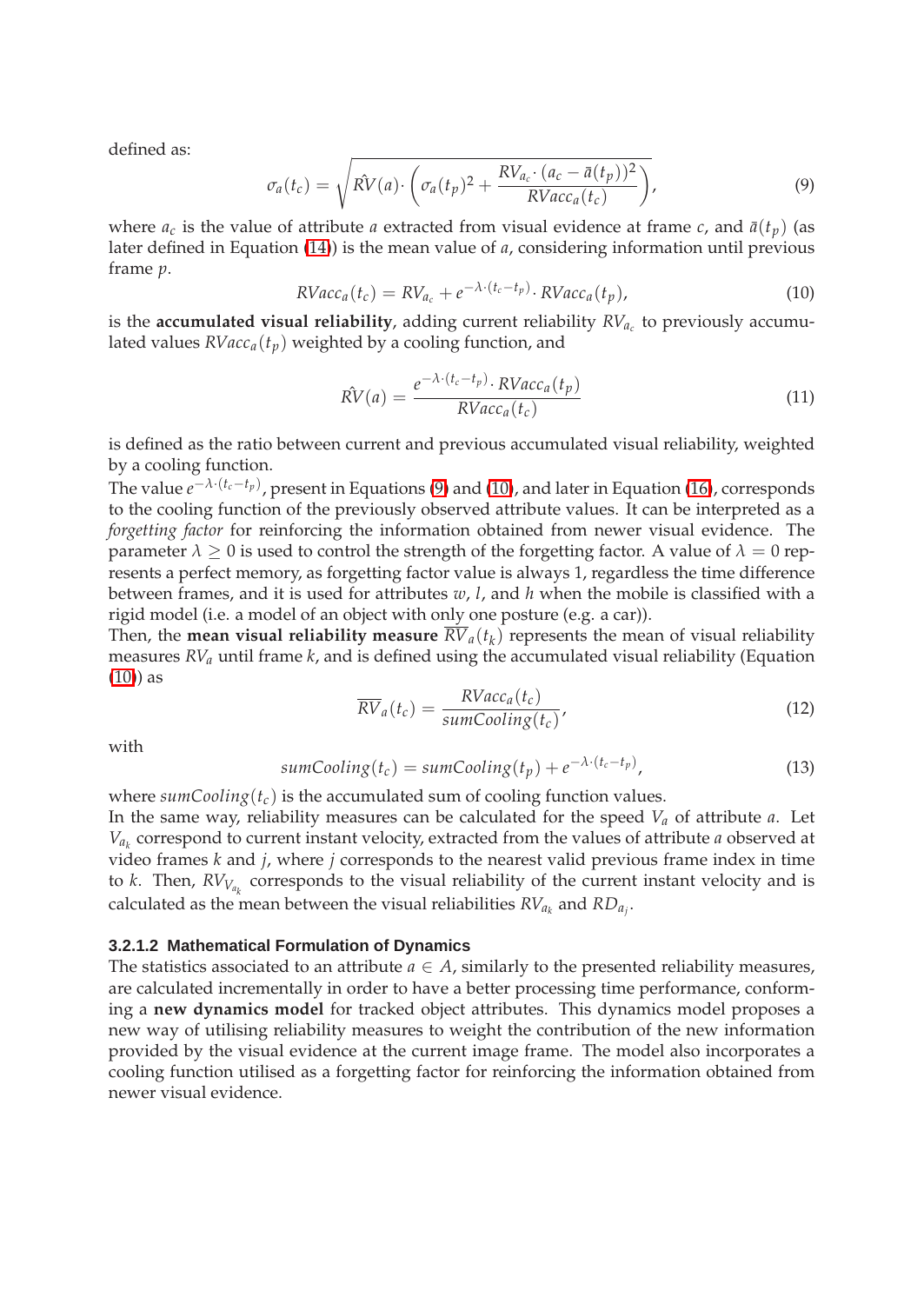defined as:

$$\sigma_a(t_c) = \sqrt{\hat{RV}(a) \cdot \left( \sigma_a(t_p)^2 + \frac{RV_{a_c} \cdot (a_c - \bar{a}(t_p))^2}{RVacc_a(t_c)} \right)}, \tag{9}$$

where $a_c$ is the value of attribute $a$ extracted from visual evidence at frame $c$, and $\bar{a}(t_p)$ (as later defined in Equation (14)) is the mean value of $a$, considering information until previous frame $p$.

$$RVacc_a(t_c) = RV_{a_c} + e^{-\lambda \cdot (t_c - t_p)} \cdot RVacc_a(t_p), \tag{10}$$

is the **accumulated visual reliability**, adding current reliability $RV_{a_c}$ to previously accumulated values $RVacc_a(t_p)$ weighted by a cooling function, and

$$\hat{RV}(a) = \frac{e^{-\lambda \cdot (t_c - t_p)} \cdot RVacc_a(t_p)}{RVacc_a(t_c)} \tag{11}$$

is defined as the ratio between current and previous accumulated visual reliability, weighted by a cooling function.

The value $e^{-\lambda \cdot (t_c - t_p)}$, present in Equations (9) and (10), and later in Equation (16), corresponds to the cooling function of the previously observed attribute values. It can be interpreted as a *forgetting factor* for reinforcing the information obtained from newer visual evidence. The parameter $\lambda \geq 0$ is used to control the strength of the forgetting factor. A value of $\lambda = 0$ represents a perfect memory, as forgetting factor value is always 1, regardless the time difference between frames, and it is used for attributes $w$, $l$, and $h$ when the mobile is classified with a rigid model (i.e. a model of an object with only one posture (e.g. a car)).

Then, the **mean visual reliability measure** $\overline{RV}_a(t_k)$ represents the mean of visual reliability measures $RV_a$ until frame $k$, and is defined using the accumulated visual reliability (Equation (10)) as

$$\overline{RV}_a(t_c) = \frac{RVacc_a(t_c)}{sumCooling(t_c)}, \tag{12}$$

with

$$sumCooling(t_c) = sumCooling(t_p) + e^{-\lambda \cdot (t_c - t_p)}, \tag{13}$$

where $sumCooling(t_c)$ is the accumulated sum of cooling function values.

In the same way, reliability measures can be calculated for the speed $V_a$ of attribute $a$. Let $V_{a_k}$ correspond to current instant velocity, extracted from the values of attribute $a$ observed at video frames $k$ and $j$, where $j$ corresponds to the nearest valid previous frame index in time to $k$. Then, $RV_{V_{a_k}}$ corresponds to the visual reliability of the current instant velocity and is calculated as the mean between the visual reliabilities $RV_{a_k}$ and $RD_{a_j}$.

#### 3.2.1.2 Mathematical Formulation of Dynamics

The statistics associated to an attribute $a \in A$, similarly to the presented reliability measures, are calculated incrementally in order to have a better processing time performance, conforming a **new dynamics model** for tracked object attributes. This dynamics model proposes a new way of utilising reliability measures to weight the contribution of the new information provided by the visual evidence at the current image frame. The model also incorporates a cooling function utilised as a forgetting factor for reinforcing the information obtained from newer visual evidence.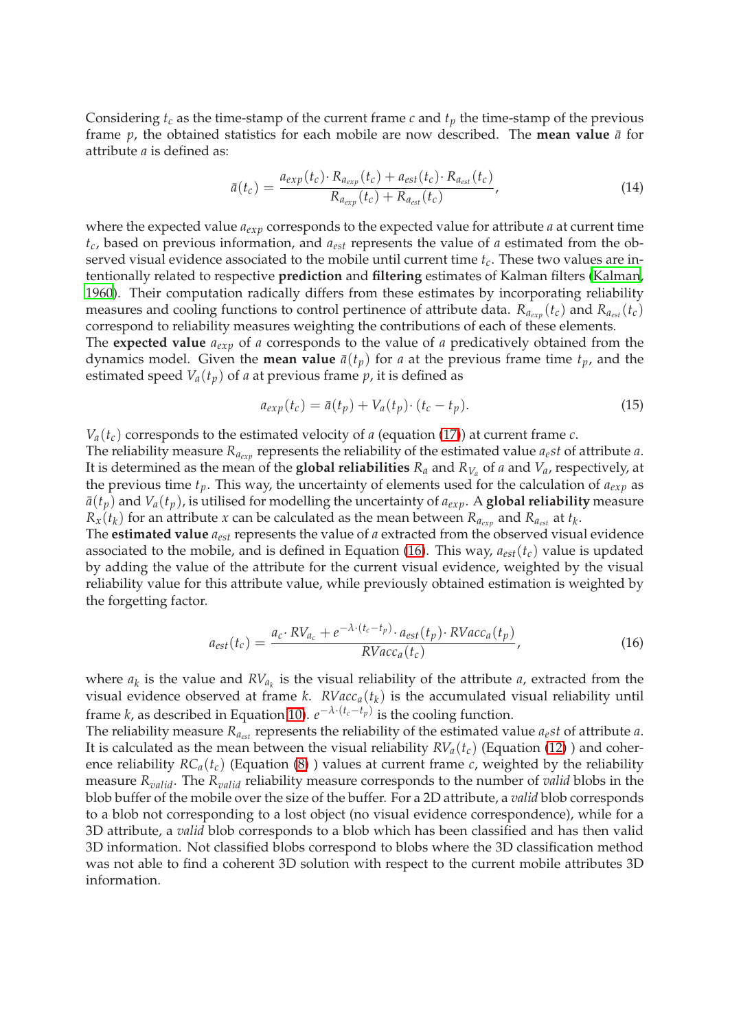Considering $t_c$ as the time-stamp of the current frame $c$ and $t_p$ the time-stamp of the previous frame $p$, the obtained statistics for each mobile are now described. The **mean value** $\bar{a}$ for attribute $a$ is defined as:

$$\bar{a}(t_c) = \frac{a_{exp}(t_c) \cdot R_{a_{exp}}(t_c) + a_{est}(t_c) \cdot R_{a_{est}}(t_c)}{R_{a_{exp}}(t_c) + R_{a_{est}}(t_c)}, \tag{14}$$

where the expected value $a_{exp}$ corresponds to the expected value for attribute $a$ at current time $t_c$, based on previous information, and $a_{est}$ represents the value of $a$ estimated from the observed visual evidence associated to the mobile until current time $t_c$. These two values are intentionally related to respective **prediction** and **filtering** estimates of Kalman filters (Kalman, 1960). Their computation radically differs from these estimates by incorporating reliability measures and cooling functions to control pertinence of attribute data. $R_{a_{exp}}(t_c)$ and $R_{a_{est}}(t_c)$ correspond to reliability measures weighting the contributions of each of these elements.

The **expected value** $a_{exp}$ of $a$ corresponds to the value of $a$ predicatively obtained from the dynamics model. Given the **mean value** $\bar{a}(t_p)$ for $a$ at the previous frame time $t_p$, and the estimated speed $V_a(t_p)$ of $a$ at previous frame $p$, it is defined as

$$a_{exp}(t_c) = \bar{a}(t_p) + V_a(t_p) \cdot (t_c - t_p). \tag{15}$$

$V_a(t_c)$ corresponds to the estimated velocity of $a$ (equation (17)) at current frame $c$.

The reliability measure $R_{a_{exp}}$ represents the reliability of the estimated value $a_est$ of attribute $a$. It is determined as the mean of the **global reliabilities** $R_a$ and $R_{V_a}$ of $a$ and $V_a$, respectively, at the previous time $t_p$. This way, the uncertainty of elements used for the calculation of $a_{exp}$ as $\bar{a}(t_p)$ and $V_a(t_p)$, is utilised for modelling the uncertainty of $a_{exp}$. A **global reliability** measure $R_x(t_k)$ for an attribute $x$ can be calculated as the mean between $R_{a_{exp}}$ and $R_{a_{est}}$ at $t_k$.

The **estimated value** $a_{est}$ represents the value of $a$ extracted from the observed visual evidence associated to the mobile, and is defined in Equation (16). This way, $a_{est}(t_c)$ value is updated by adding the value of the attribute for the current visual evidence, weighted by the visual reliability value for this attribute value, while previously obtained estimation is weighted by the forgetting factor.

$$a_{est}(t_c) = \frac{a_c \cdot RV_{a_c} + e^{-\lambda \cdot (t_c - t_p)} \cdot a_{est}(t_p) \cdot RVacc_a(t_p)}{RVacc_a(t_c)}, \tag{16}$$

where $a_k$ is the value and $RV_{a_k}$ is the visual reliability of the attribute $a$, extracted from the visual evidence observed at frame $k$. $RVacc_a(t_k)$ is the accumulated visual reliability until frame $k$, as described in Equation 10). $e^{-\lambda \cdot (t_c - t_p)}$ is the cooling function.

The reliability measure $R_{a_{est}}$ represents the reliability of the estimated value $a_est$ of attribute $a$. It is calculated as the mean between the visual reliability $RV_a(t_c)$ (Equation (12) ) and coherence reliability $RC_a(t_c)$ (Equation (8) ) values at current frame $c$, weighted by the reliability measure $R_{valid}$. The $R_{valid}$ reliability measure corresponds to the number of *valid* blobs in the blob buffer of the mobile over the size of the buffer. For a 2D attribute, a *valid* blob corresponds to a blob not corresponding to a lost object (no visual evidence correspondence), while for a 3D attribute, a *valid* blob corresponds to a blob which has been classified and has then valid 3D information. Not classified blobs correspond to blobs where the 3D classification method was not able to find a coherent 3D solution with respect to the current mobile attributes 3D information.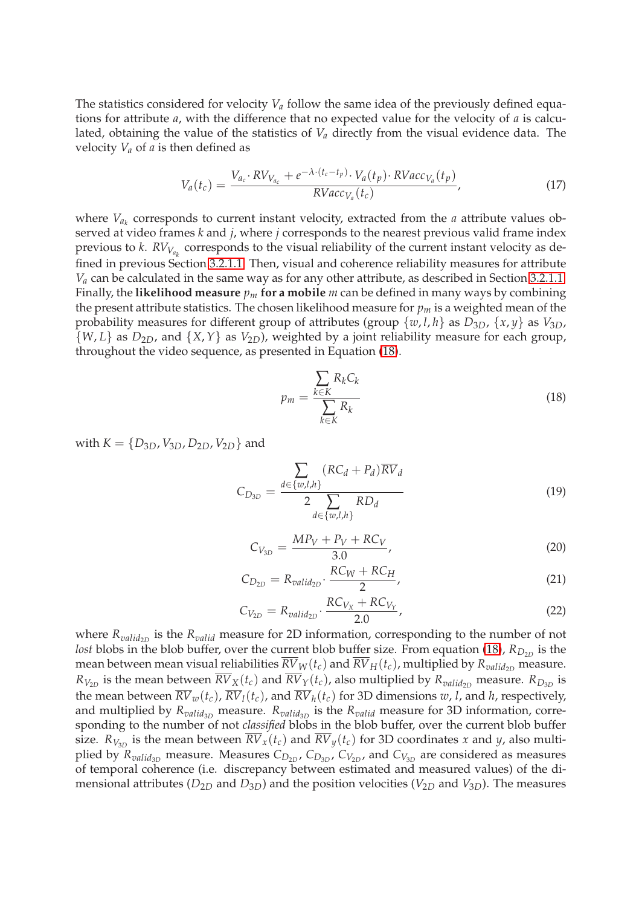The statistics considered for velocity $V_a$ follow the same idea of the previously defined equations for attribute $a$, with the difference that no expected value for the velocity of $a$ is calculated, obtaining the value of the statistics of $V_a$ directly from the visual evidence data. The velocity $V_a$ of $a$ is then defined as

$$V_a(t_c) = \frac{V_{a_c} \cdot RV_{V_{a_c}} + e^{-\lambda \cdot (t_c - t_p)} \cdot V_a(t_p) \cdot RVacc_{V_a}(t_p)}{RVacc_{V_a}(t_c)}, \tag{17}$$

where $V_{a_k}$ corresponds to current instant velocity, extracted from the $a$ attribute values observed at video frames $k$ and $j$, where $j$ corresponds to the nearest previous valid frame index previous to $k$. $RV_{V_{a_k}}$ corresponds to the visual reliability of the current instant velocity as defined in previous Section 3.2.1.1. Then, visual and coherence reliability measures for attribute $V_a$ can be calculated in the same way as for any other attribute, as described in Section 3.2.1.1. Finally, the **likelihood measure** $p_m$ **for a mobile** $m$ can be defined in many ways by combining the present attribute statistics. The chosen likelihood measure for $p_m$ is a weighted mean of the probability measures for different group of attributes (group $\{w, l, h\}$ as $D_{3D}$, $\{x, y\}$ as $V_{3D}$, $\{W, L\}$ as $D_{2D}$, and $\{X, Y\}$ as $V_{2D}$), weighted by a joint reliability measure for each group, throughout the video sequence, as presented in Equation (18).

$$p_m = \frac{\sum\limits_{k \in K} R_k C_k}{\sum\limits_{k \in K} R_k} \tag{18}$$

with $K = \{D_{3D}, V_{3D}, D_{2D}, V_{2D}\}$ and

$$C_{D_{3D}} = \frac{\sum\limits_{d \in \{w,l,h\}} (RC_d + P_d)\overline{RV}_d}{2 \sum\limits_{d \in \{w,l,h\}} RD_d} \tag{19}$$

$$C_{V_{3D}} = \frac{MP_V + P_V + RC_V}{3.0}, \tag{20}$$

$$C_{D_{2D}} = R_{valid_{2D}} \cdot \frac{RC_W + RC_H}{2}, \tag{21}$$

$$C_{V_{2D}} = R_{valid_{2D}} \cdot \frac{RC_{V_X} + RC_{V_Y}}{2.0}, \tag{22}$$

where $R_{valid_{2D}}$ is the $R_{valid}$ measure for 2D information, corresponding to the number of not *lost* blobs in the blob buffer, over the current blob buffer size. From equation (18), $R_{D_{2D}}$ is the mean between mean visual reliabilities $\overline{RV}_W(t_c)$ and $\overline{RV}_H(t_c)$, multiplied by $R_{valid_{2D}}$ measure. $R_{V_{2D}}$ is the mean between $\overline{RV}_X(t_c)$ and $\overline{RV}_Y(t_c)$, also multiplied by $R_{valid_{2D}}$ measure. $R_{D_{3D}}$ is the mean between $\overline{RV}_w(t_c)$, $\overline{RV}_l(t_c)$, and $\overline{RV}_h(t_c)$ for 3D dimensions $w$, $l$, and $h$, respectively, and multiplied by $R_{valid_{3D}}$ measure. $R_{valid_{3D}}$ is the $R_{valid}$ measure for 3D information, corresponding to the number of not *classified* blobs in the blob buffer, over the current blob buffer size. $R_{V_{3D}}$ is the mean between $\overline{RV}_x(t_c)$ and $\overline{RV}_y(t_c)$ for 3D coordinates $x$ and $y$, also multiplied by $R_{valid_{3D}}$ measure. Measures $C_{D_{2D}}$, $C_{D_{3D}}$, $C_{V_{2D}}$, and $C_{V_{3D}}$ are considered as measures of temporal coherence (i.e. discrepancy between estimated and measured values) of the dimensional attributes ($D_{2D}$ and $D_{3D}$) and the position velocities ($V_{2D}$ and $V_{3D}$). The measures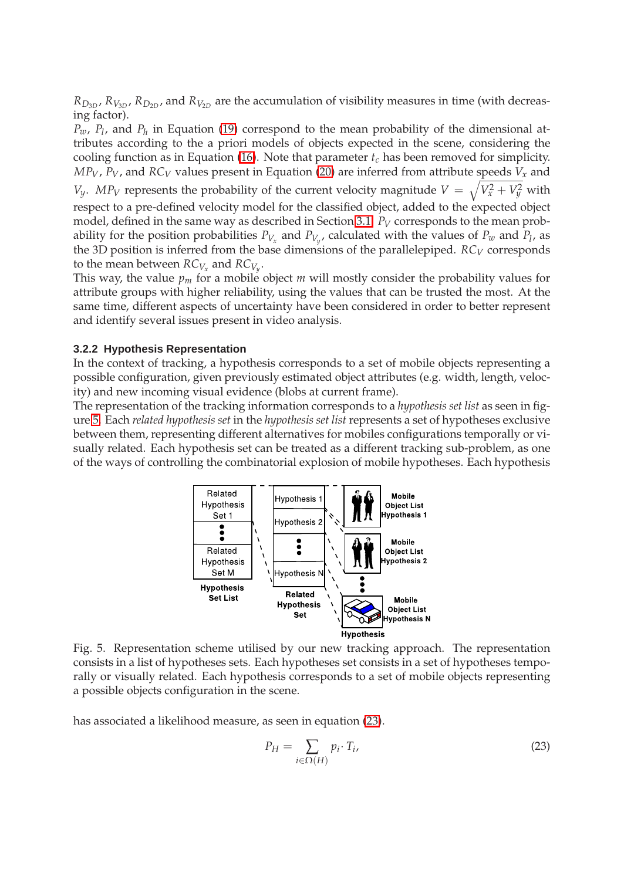$R_{D_{3D}}$, $R_{V_{3D}}$, $R_{D_{2D}}$, and $R_{V_{2D}}$ are the accumulation of visibility measures in time (with decreasing factor).

$P_w$, $P_l$, and $P_h$ in Equation (19) correspond to the mean probability of the dimensional attributes according to the a priori models of objects expected in the scene, considering the cooling function as in Equation (16). Note that parameter $t_c$ has been removed for simplicity.

$MP_V$, $P_V$, and $RC_V$ values present in Equation (20) are inferred from attribute speeds $V_x$ and $V_y$. $MP_V$ represents the probability of the current velocity magnitude $V = \sqrt{V_x^2 + V_y^2}$ with respect to a pre-defined velocity model for the classified object, added to the expected object model, defined in the same way as described in Section 3.1. $P_V$ corresponds to the mean probability for the position probabilities $P_{V_x}$ and $P_{V_y}$, calculated with the values of $P_w$ and $P_l$, as the 3D position is inferred from the base dimensions of the parallelepiped. $RC_V$ corresponds to the mean between $RC_{V_x}$ and $RC_{V_y}$.

This way, the value $p_m$ for a mobile object $m$ will mostly consider the probability values for attribute groups with higher reliability, using the values that can be trusted the most. At the same time, different aspects of uncertainty have been considered in order to better represent and identify several issues present in video analysis.

#### 3.2.2 Hypothesis Representation

In the context of tracking, a hypothesis corresponds to a set of mobile objects representing a possible configuration, given previously estimated object attributes (e.g. width, length, velocity) and new incoming visual evidence (blobs at current frame).

The representation of the tracking information corresponds to a *hypothesis set list* as seen in figure 5. Each *related hypothesis set* in the *hypothesis set list* represents a set of hypotheses exclusive between them, representing different alternatives for mobiles configurations temporally or visually related. Each hypothesis set can be treated as a different tracking sub-problem, as one of the ways of controlling the combinatorial explosion of mobile hypotheses. Each hypothesis

Fig. 5. Representation scheme utilised by our new tracking approach. The representation consists in a list of hypotheses sets. Each hypotheses set consists in a set of hypotheses temporally or visually related. Each hypothesis corresponds to a set of mobile objects representing a possible objects configuration in the scene.

has associated a likelihood measure, as seen in equation (23).

$$P_H = \sum_{i \in \Omega(H)} p_i \cdot T_i, \tag{23}$$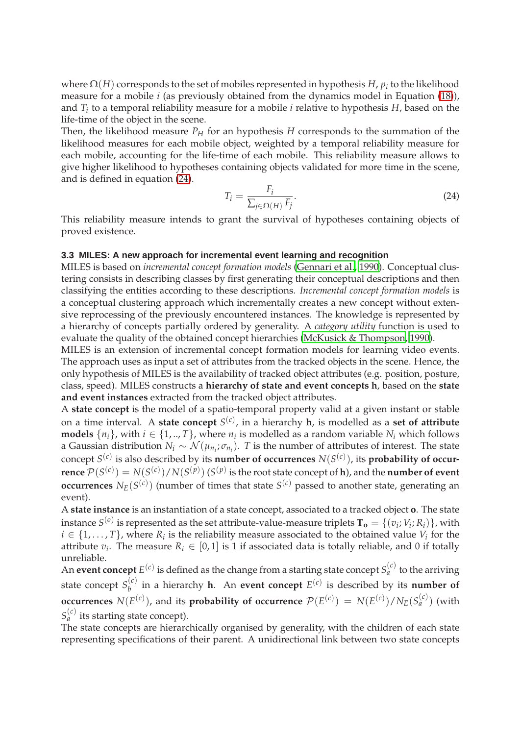where $\Omega(H)$ corresponds to the set of mobiles represented in hypothesis $H$, $p_i$ to the likelihood measure for a mobile $i$ (as previously obtained from the dynamics model in Equation (18)), and $T_i$ to a temporal reliability measure for a mobile $i$ relative to hypothesis $H$, based on the life-time of the object in the scene.

Then, the likelihood measure $P_H$ for an hypothesis $H$ corresponds to the summation of the likelihood measures for each mobile object, weighted by a temporal reliability measure for each mobile, accounting for the life-time of each mobile. This reliability measure allows to give higher likelihood to hypotheses containing objects validated for more time in the scene, and is defined in equation (24).

$$T_i = \frac{F_i}{\sum_{j \in \Omega(H)} F_j}. \tag{24}$$

This reliability measure intends to grant the survival of hypotheses containing objects of proved existence.

### 3.3 MILES: A new approach for incremental event learning and recognition

MILES is based on *incremental concept formation models* (Gennari et al., 1990). Conceptual clustering consists in describing classes by first generating their conceptual descriptions and then classifying the entities according to these descriptions. *Incremental concept formation models* is a conceptual clustering approach which incrementally creates a new concept without extensive reprocessing of the previously encountered instances. The knowledge is represented by a hierarchy of concepts partially ordered by generality. A *category utility* function is used to evaluate the quality of the obtained concept hierarchies (McKusick & Thompson, 1990).

MILES is an extension of incremental concept formation models for learning video events. The approach uses as input a set of attributes from the tracked objects in the scene. Hence, the only hypothesis of MILES is the availability of tracked object attributes (e.g. position, posture, class, speed). MILES constructs a **hierarchy of state and event concepts h**, based on the **state and event instances** extracted from the tracked object attributes.

A **state concept** is the model of a spatio-temporal property valid at a given instant or stable on a time interval. A **state concept** $S^{(c)}$, in a hierarchy **h**, is modelled as a **set of attribute models** $\{n_i\}$, with $i \in \{1, .., T\}$, where $n_i$ is modelled as a random variable $N_i$ which follows a Gaussian distribution $N_i \sim \mathcal{N}(\mu_{n_i}; \sigma_{n_i})$. $T$ is the number of attributes of interest. The state concept $S^{(c)}$ is also described by its **number of occurrences** $N(S^{(c)})$, its **probability of occurrence** $\mathcal{P}(S^{(c)}) = N(S^{(c)})/N(S^{(p)})$ ($S^{(p)}$ is the root state concept of **h**), and the **number of event occurrences** $N_E(S^{(c)})$ (number of times that state $S^{(c)}$ passed to another state, generating an event).

A **state instance** is an instantiation of a state concept, associated to a tracked object **o**. The state instance $S^{(o)}$ is represented as the set attribute-value-measure triplets $\mathbf{T_o} = \{(v_i; V_i; R_i)\}$, with $i \in \{1, \ldots, T\}$, where $R_i$ is the reliability measure associated to the obtained value $V_i$ for the attribute $v_i$. The measure $R_i \in [0, 1]$ is 1 if associated data is totally reliable, and 0 if totally unreliable.

An **event concept** $E^{(c)}$ is defined as the change from a starting state concept $S_a^{(c)}$ to the arriving state concept $S_b^{(c)}$ in a hierarchy **h**. An **event concept** $E^{(c)}$ is described by its **number of occurrences** $N(E^{(c)})$, and its **probability of occurrence** $\mathcal{P}(E^{(c)}) = N(E^{(c)})/N_E(S_a^{(c)})$ (with $S_a^{(c)}$ its starting state concept).

The state concepts are hierarchically organised by generality, with the children of each state representing specifications of their parent. A unidirectional link between two state concepts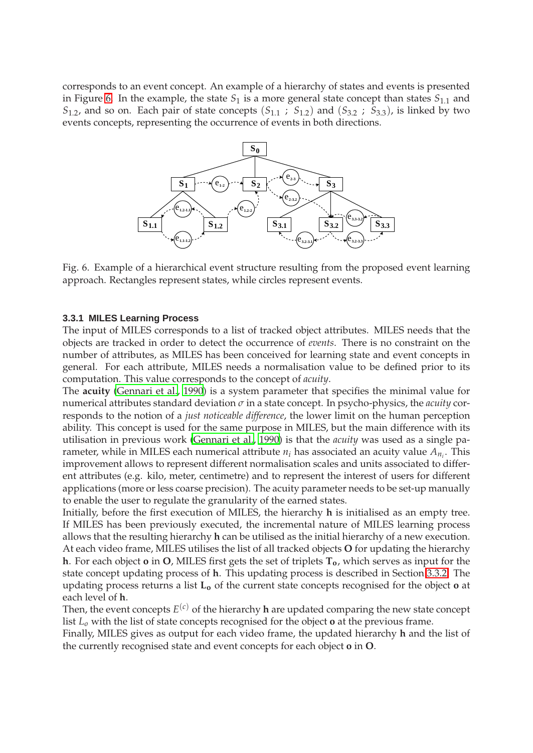corresponds to an event concept. An example of a hierarchy of states and events is presented in Figure 6. In the example, the state $S_1$ is a more general state concept than states $S_{1.1}$ and $S_{1.2}$, and so on. Each pair of state concepts ($S_{1.1}$ ; $S_{1.2}$) and ($S_{3.2}$ ; $S_{3.3}$), is linked by two events concepts, representing the occurrence of events in both directions.

Fig. 6. Example of a hierarchical event structure resulting from the proposed event learning approach. Rectangles represent states, while circles represent events.

### 3.3.1 MILES Learning Process

The input of MILES corresponds to a list of tracked object attributes. MILES needs that the objects are tracked in order to detect the occurrence of *events*. There is no constraint on the number of attributes, as MILES has been conceived for learning state and event concepts in general. For each attribute, MILES needs a normalisation value to be defined prior to its computation. This value corresponds to the concept of *acuity*.

The **acuity** (Gennari et al., 1990) is a system parameter that specifies the minimal value for numerical attributes standard deviation $\sigma$ in a state concept. In psycho-physics, the *acuity* corresponds to the notion of a *just noticeable difference*, the lower limit on the human perception ability. This concept is used for the same purpose in MILES, but the main difference with its utilisation in previous work (Gennari et al., 1990) is that the *acuity* was used as a single parameter, while in MILES each numerical attribute $n_i$ has associated an acuity value $A_{n_i}$. This improvement allows to represent different normalisation scales and units associated to different attributes (e.g. kilo, meter, centimetre) and to represent the interest of users for different applications (more or less coarse precision). The acuity parameter needs to be set-up manually to enable the user to regulate the granularity of the earned states.

Initially, before the first execution of MILES, the hierarchy $\mathbf{h}$ is initialised as an empty tree. If MILES has been previously executed, the incremental nature of MILES learning process allows that the resulting hierarchy $\mathbf{h}$ can be utilised as the initial hierarchy of a new execution. At each video frame, MILES utilises the list of all tracked objects $\mathbf{O}$ for updating the hierarchy $\mathbf{h}$. For each object $\mathbf{o}$ in $\mathbf{O}$, MILES first gets the set of triplets $\mathbf{T_o}$, which serves as input for the state concept updating process of $\mathbf{h}$. This updating process is described in Section 3.3.2. The updating process returns a list $\mathbf{L_o}$ of the current state concepts recognised for the object $\mathbf{o}$ at each level of $\mathbf{h}$.

Then, the event concepts $E^{(c)}$ of the hierarchy $\mathbf{h}$ are updated comparing the new state concept list $L_o$ with the list of state concepts recognised for the object $\mathbf{o}$ at the previous frame.

Finally, MILES gives as output for each video frame, the updated hierarchy $\mathbf{h}$ and the list of the currently recognised state and event concepts for each object $\mathbf{o}$ in $\mathbf{O}$.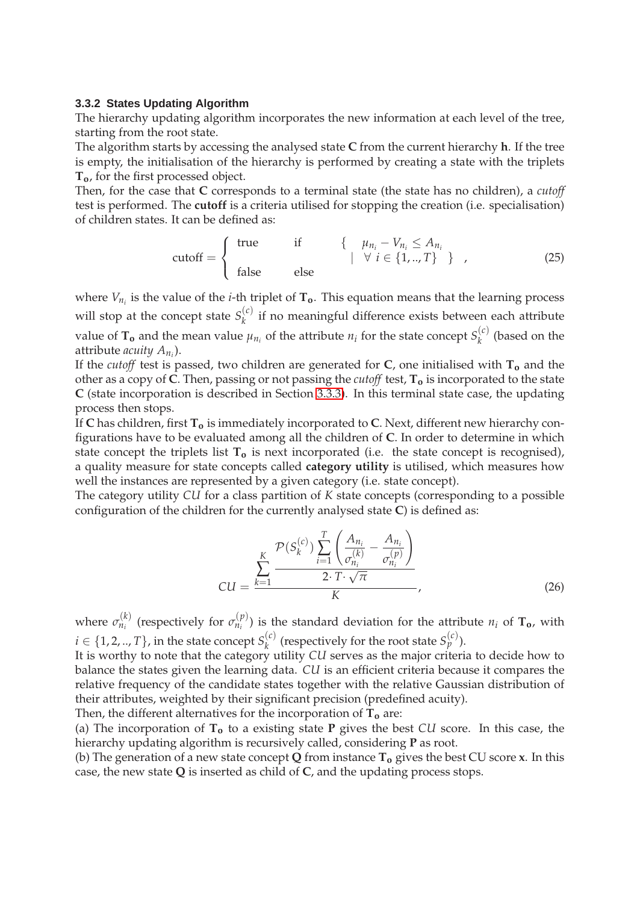### 3.3.2 States Updating Algorithm

The hierarchy updating algorithm incorporates the new information at each level of the tree, starting from the root state.

The algorithm starts by accessing the analysed state **C** from the current hierarchy **h**. If the tree is empty, the initialisation of the hierarchy is performed by creating a state with the triplets $\mathbf{T_o}$, for the first processed object.

Then, for the case that **C** corresponds to a terminal state (the state has no children), a *cutoff* test is performed. The **cutoff** is a criteria utilised for stopping the creation (i.e. specialisation) of children states. It can be defined as:

$$
\text{cutoff} = \begin{cases} \text{true} & \text{if} \quad \left\{ \begin{array}{c} \mu_{n_i} - V_{n_i} \leq A_{n_i} \\ \mid \ \forall \ i \in \{1, .., T\} \end{array} \right\} \ , \\ \text{false} & \text{else} \end{cases} \tag{25}
$$

where $V_{n_i}$ is the value of the $i$-th triplet of $\mathbf{T_o}$. This equation means that the learning process will stop at the concept state $S_k^{(c)}$ if no meaningful difference exists between each attribute value of $\mathbf{T_o}$ and the mean value $\mu_{n_i}$ of the attribute $n_i$ for the state concept $S_k^{(c)}$ (based on the attribute *acuity* $A_{n_i}$).

If the *cutoff* test is passed, two children are generated for **C**, one initialised with $\mathbf{T_o}$ and the other as a copy of **C**. Then, passing or not passing the *cutoff* test, $\mathbf{T_o}$ is incorporated to the state **C** (state incorporation is described in Section 3.3.3). In this terminal state case, the updating process then stops.

If **C** has children, first $\mathbf{T_o}$ is immediately incorporated to **C**. Next, different new hierarchy configurations have to be evaluated among all the children of **C**. In order to determine in which state concept the triplets list $\mathbf{T_o}$ is next incorporated (i.e. the state concept is recognised), a quality measure for state concepts called **category utility** is utilised, which measures how well the instances are represented by a given category (i.e. state concept).

The category utility $CU$ for a class partition of $K$ state concepts (corresponding to a possible configuration of the children for the currently analysed state **C**) is defined as:

$$
CU = \frac{\displaystyle\sum_{k=1}^{K} \frac{\mathcal{P}(S_k^{(c)}) \displaystyle\sum_{i=1}^{T} \left( \frac{A_{n_i}}{\sigma_{n_i}^{(k)}} - \frac{A_{n_i}}{\sigma_{n_i}^{(p)}} \right)}{2 \cdot T \cdot \sqrt{\pi}}}{K}, \tag{26}
$$

where $\sigma_{n_i}^{(k)}$ (respectively for $\sigma_{n_i}^{(p)}$) is the standard deviation for the attribute $n_i$ of $\mathbf{T_o}$, with $i \in \{1, 2, .., T\}$, in the state concept $S_k^{(c)}$ (respectively for the root state $S_p^{(c)}$).

It is worthy to note that the category utility $CU$ serves as the major criteria to decide how to balance the states given the learning data. $CU$ is an efficient criteria because it compares the relative frequency of the candidate states together with the relative Gaussian distribution of their attributes, weighted by their significant precision (predefined acuity).

Then, the different alternatives for the incorporation of $\mathbf{T_o}$ are:

(a) The incorporation of $\mathbf{T_o}$ to a existing state **P** gives the best $CU$ score. In this case, the hierarchy updating algorithm is recursively called, considering **P** as root.

(b) The generation of a new state concept **Q** from instance $\mathbf{T_o}$ gives the best CU score **x**. In this case, the new state **Q** is inserted as child of **C**, and the updating process stops.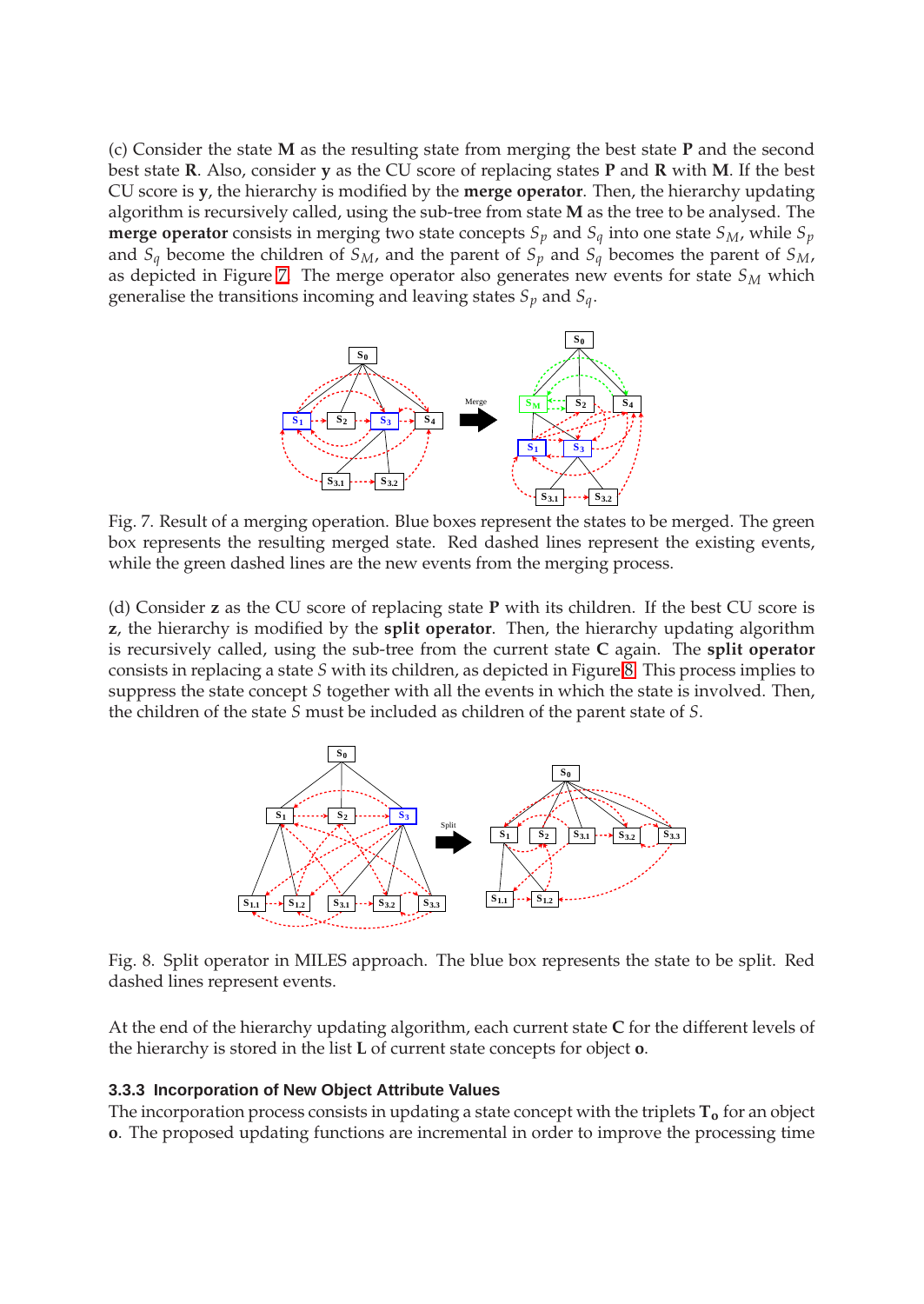(c) Consider the state **M** as the resulting state from merging the best state **P** and the second best state **R**. Also, consider **y** as the CU score of replacing states **P** and **R** with **M**. If the best CU score is **y**, the hierarchy is modified by the **merge operator**. Then, the hierarchy updating algorithm is recursively called, using the sub-tree from state **M** as the tree to be analysed. The **merge operator** consists in merging two state concepts $S_p$ and $S_q$ into one state $S_M$, while $S_p$ and $S_q$ become the children of $S_M$, and the parent of $S_p$ and $S_q$ becomes the parent of $S_M$, as depicted in Figure 7. The merge operator also generates new events for state $S_M$ which generalise the transitions incoming and leaving states $S_p$ and $S_q$.

Fig. 7. Result of a merging operation. Blue boxes represent the states to be merged. The green box represents the resulting merged state. Red dashed lines represent the existing events, while the green dashed lines are the new events from the merging process.

(d) Consider **z** as the CU score of replacing state **P** with its children. If the best CU score is **z**, the hierarchy is modified by the **split operator**. Then, the hierarchy updating algorithm is recursively called, using the sub-tree from the current state **C** again. The **split operator** consists in replacing a state $S$ with its children, as depicted in Figure 8. This process implies to suppress the state concept $S$ together with all the events in which the state is involved. Then, the children of the state $S$ must be included as children of the parent state of $S$.

Fig. 8. Split operator in MILES approach. The blue box represents the state to be split. Red dashed lines represent events.

At the end of the hierarchy updating algorithm, each current state **C** for the different levels of the hierarchy is stored in the list **L** of current state concepts for object **o**.

### 3.3.3 Incorporation of New Object Attribute Values

The incorporation process consists in updating a state concept with the triplets $\mathbf{T_o}$ for an object **o**. The proposed updating functions are incremental in order to improve the processing time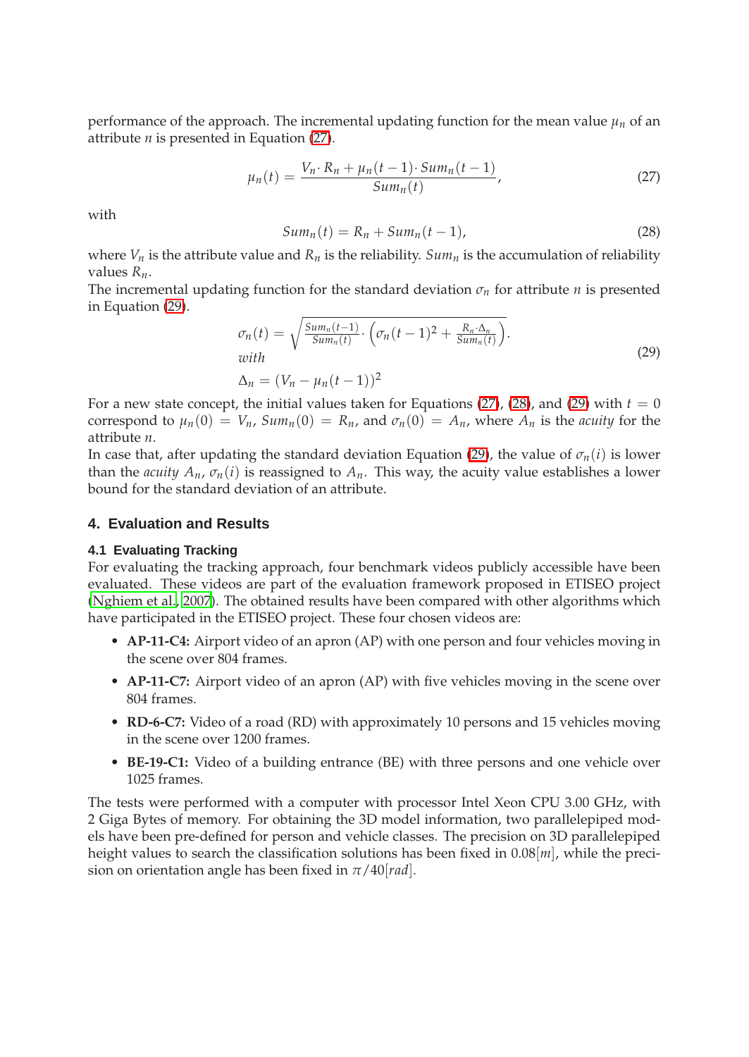performance of the approach. The incremental updating function for the mean value $\mu_n$ of an attribute $n$ is presented in Equation (27).

$$\mu_n(t) = \frac{V_n \cdot R_n + \mu_n(t-1) \cdot Sum_n(t-1)}{Sum_n(t)}, \tag{27}$$

with

$$Sum_n(t) = R_n + Sum_n(t-1), \tag{28}$$

where $V_n$ is the attribute value and $R_n$ is the reliability. $Sum_n$ is the accumulation of reliability values $R_n$.

The incremental updating function for the standard deviation $\sigma_n$ for attribute $n$ is presented in Equation (29).

$$\begin{aligned} &\sigma_n(t) = \sqrt{\frac{Sum_n(t-1)}{Sum_n(t)} \cdot \left(\sigma_n(t-1)^2 + \frac{R_n \cdot \Delta_n}{Sum_n(t)}\right)}. \\ &with \\ &\Delta_n = (V_n - \mu_n(t-1))^2 \end{aligned} \tag{29}$$

For a new state concept, the initial values taken for Equations (27), (28), and (29) with $t = 0$ correspond to $\mu_n(0) = V_n$, $Sum_n(0) = R_n$, and $\sigma_n(0) = A_n$, where $A_n$ is the *acuity* for the attribute $n$.

In case that, after updating the standard deviation Equation (29), the value of $\sigma_n(i)$ is lower than the *acuity* $A_n$, $\sigma_n(i)$ is reassigned to $A_n$. This way, the acuity value establishes a lower bound for the standard deviation of an attribute.

## 4. Evaluation and Results

### 4.1 Evaluating Tracking

For evaluating the tracking approach, four benchmark videos publicly accessible have been evaluated. These videos are part of the evaluation framework proposed in ETISEO project (Nghiem et al., 2007). The obtained results have been compared with other algorithms which have participated in the ETISEO project. These four chosen videos are:

- **AP-11-C4:** Airport video of an apron (AP) with one person and four vehicles moving in the scene over 804 frames.
- **AP-11-C7:** Airport video of an apron (AP) with five vehicles moving in the scene over 804 frames.
- **RD-6-C7:** Video of a road (RD) with approximately 10 persons and 15 vehicles moving in the scene over 1200 frames.
- **BE-19-C1:** Video of a building entrance (BE) with three persons and one vehicle over 1025 frames.

The tests were performed with a computer with processor Intel Xeon CPU 3.00 GHz, with 2 Giga Bytes of memory. For obtaining the 3D model information, two parallelepiped models have been pre-defined for person and vehicle classes. The precision on 3D parallelepiped height values to search the classification solutions has been fixed in $0.08[m]$, while the precision on orientation angle has been fixed in $\pi/40[rad]$.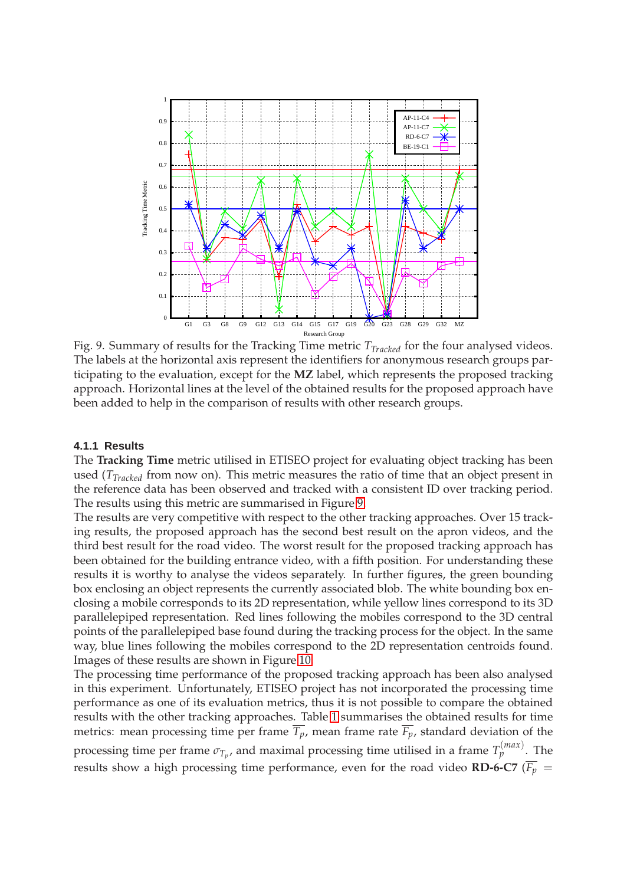Fig. 9. Summary of results for the Tracking Time metric $T_{Tracked}$ for the four analysed videos. The labels at the horizontal axis represent the identifiers for anonymous research groups participating to the evaluation, except for the **MZ** label, which represents the proposed tracking approach. Horizontal lines at the level of the obtained results for the proposed approach have been added to help in the comparison of results with other research groups.

#### 4.1.1 Results

The **Tracking Time** metric utilised in ETISEO project for evaluating object tracking has been used ($T_{Tracked}$ from now on). This metric measures the ratio of time that an object present in the reference data has been observed and tracked with a consistent ID over tracking period. The results using this metric are summarised in Figure 9.

The results are very competitive with respect to the other tracking approaches. Over 15 tracking results, the proposed approach has the second best result on the apron videos, and the third best result for the road video. The worst result for the proposed tracking approach has been obtained for the building entrance video, with a fifth position. For understanding these results it is worthy to analyse the videos separately. In further figures, the green bounding box enclosing an object represents the currently associated blob. The white bounding box enclosing a mobile corresponds to its 2D representation, while yellow lines correspond to its 3D parallelepiped representation. Red lines following the mobiles correspond to the 3D central points of the parallelepiped base found during the tracking process for the object. In the same way, blue lines following the mobiles correspond to the 2D representation centroids found. Images of these results are shown in Figure 10.

The processing time performance of the proposed tracking approach has been also analysed in this experiment. Unfortunately, ETISEO project has not incorporated the processing time performance as one of its evaluation metrics, thus it is not possible to compare the obtained results with the other tracking approaches. Table 1 summarises the obtained results for time metrics: mean processing time per frame $\overline{T_p}$, mean frame rate $\overline{F_p}$, standard deviation of the processing time per frame $\sigma_{T_p}$, and maximal processing time utilised in a frame $T_p^{(max)}$. The results show a high processing time performance, even for the road video **RD-6-C7** ($\overline{F_p}$ =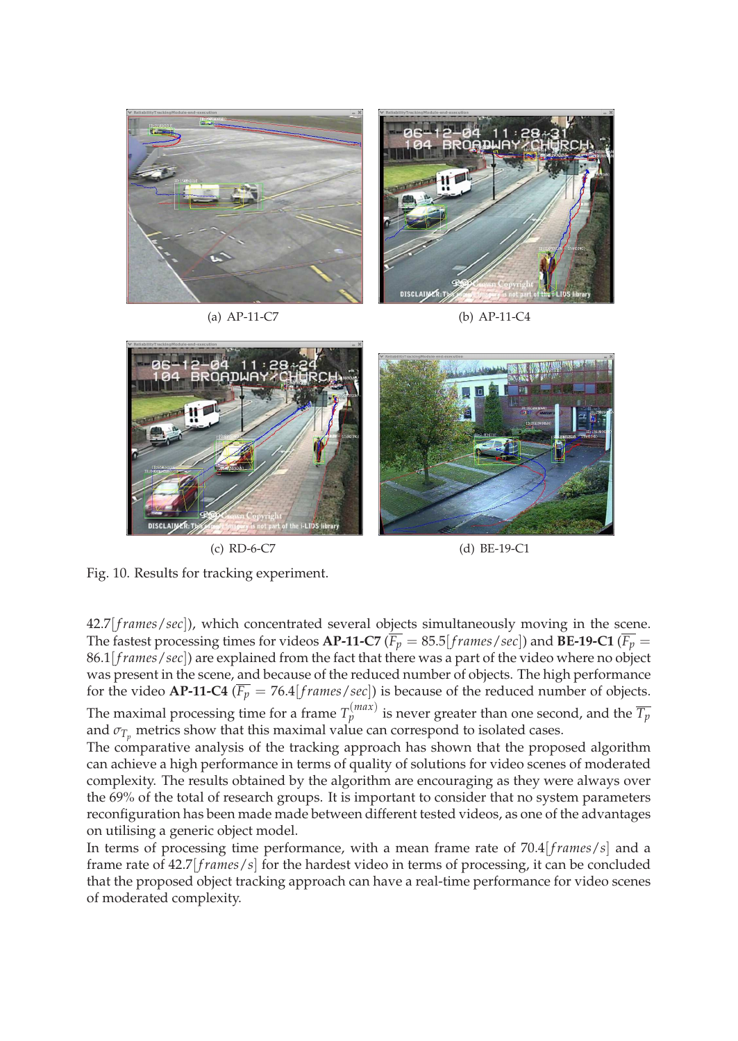(a) AP-11-C7

(b) AP-11-C4

(c) RD-6-C7

(d) BE-19-C1

Fig. 10. Results for tracking experiment.

42.7[*frames*/*sec*]), which concentrated several objects simultaneously moving in the scene. The fastest processing times for videos **AP-11-C7** ($\overline{F_p} = 85.5[frames/sec]$) and **BE-19-C1** ($\overline{F_p} = 86.1[frames/sec]$) are explained from the fact that there was a part of the video where no object was present in the scene, and because of the reduced number of objects. The high performance for the video **AP-11-C4** ($\overline{F_p} = 76.4[frames/sec]$) is because of the reduced number of objects. The maximal processing time for a frame $T_p^{(max)}$ is never greater than one second, and the $\overline{T_p}$ and $\sigma_{T_p}$ metrics show that this maximal value can correspond to isolated cases.

The comparative analysis of the tracking approach has shown that the proposed algorithm can achieve a high performance in terms of quality of solutions for video scenes of moderated complexity. The results obtained by the algorithm are encouraging as they were always over the 69% of the total of research groups. It is important to consider that no system parameters reconfiguration has been made made between different tested videos, as one of the advantages on utilising a generic object model.

In terms of processing time performance, with a mean frame rate of 70.4[*frames*/*s*] and a frame rate of 42.7[*frames*/*s*] for the hardest video in terms of processing, it can be concluded that the proposed object tracking approach can have a real-time performance for video scenes of moderated complexity.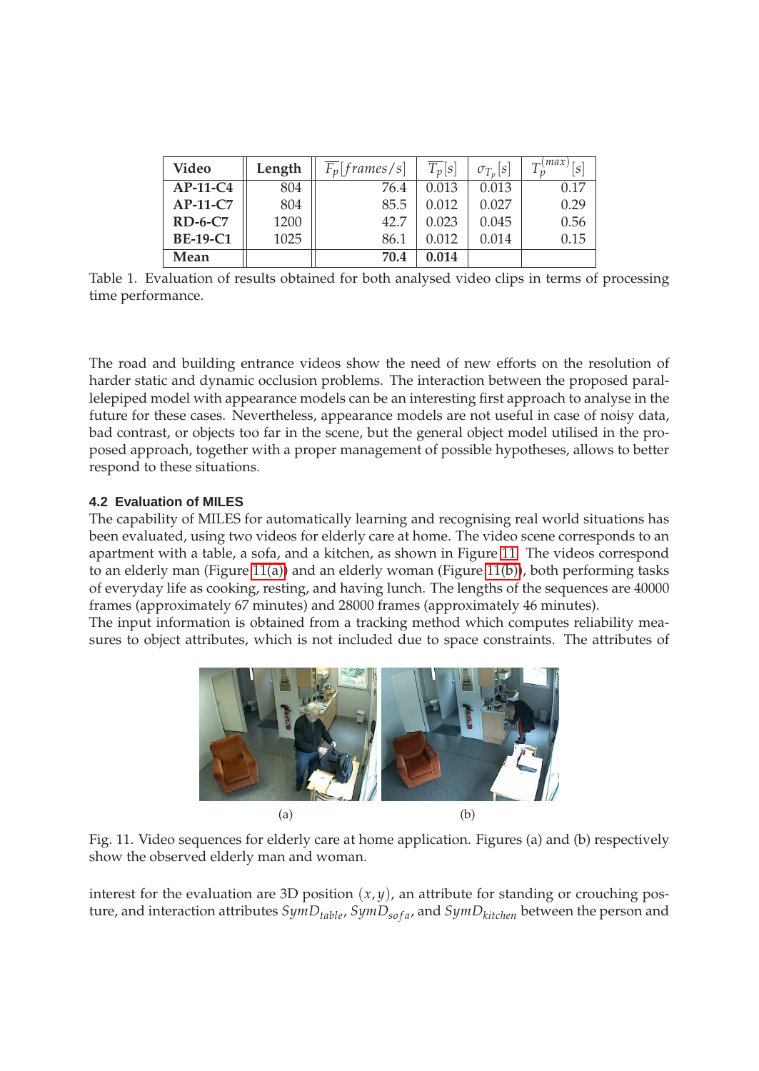| Video | Length | $\overline{F_p}[frames/s]$ | $\overline{T_p}[s]$ | $\sigma_{T_p}[s]$ | $T_p^{(max)}[s]$ |
|---|---|---|---|---|---|
| **AP-11-C4** | 804 | 76.4 | 0.013 | 0.013 | 0.17 |
| **AP-11-C7** | 804 | 85.5 | 0.012 | 0.027 | 0.29 |
| **RD-6-C7** | 1200 | 42.7 | 0.023 | 0.045 | 0.56 |
| **BE-19-C1** | 1025 | 86.1 | 0.012 | 0.014 | 0.15 |
| **Mean** | | **70.4** | **0.014** | | |

Table 1. Evaluation of results obtained for both analysed video clips in terms of processing time performance.

The road and building entrance videos show the need of new efforts on the resolution of harder static and dynamic occlusion problems. The interaction between the proposed parallelepiped model with appearance models can be an interesting first approach to analyse in the future for these cases. Nevertheless, appearance models are not useful in case of noisy data, bad contrast, or objects too far in the scene, but the general object model utilised in the proposed approach, together with a proper management of possible hypotheses, allows to better respond to these situations.

### 4.2 Evaluation of MILES

The capability of MILES for automatically learning and recognising real world situations has been evaluated, using two videos for elderly care at home. The video scene corresponds to an apartment with a table, a sofa, and a kitchen, as shown in Figure 11. The videos correspond to an elderly man (Figure 11(a)) and an elderly woman (Figure 11(b)), both performing tasks of everyday life as cooking, resting, and having lunch. The lengths of the sequences are 40000 frames (approximately 67 minutes) and 28000 frames (approximately 46 minutes).
The input information is obtained from a tracking method which computes reliability measures to object attributes, which is not included due to space constraints. The attributes of

(a) (b)

Fig. 11. Video sequences for elderly care at home application. Figures (a) and (b) respectively show the observed elderly man and woman.

interest for the evaluation are 3D position $(x, y)$, an attribute for standing or crouching posture, and interaction attributes $SymD_{table}$, $SymD_{sofa}$, and $SymD_{kitchen}$ between the person and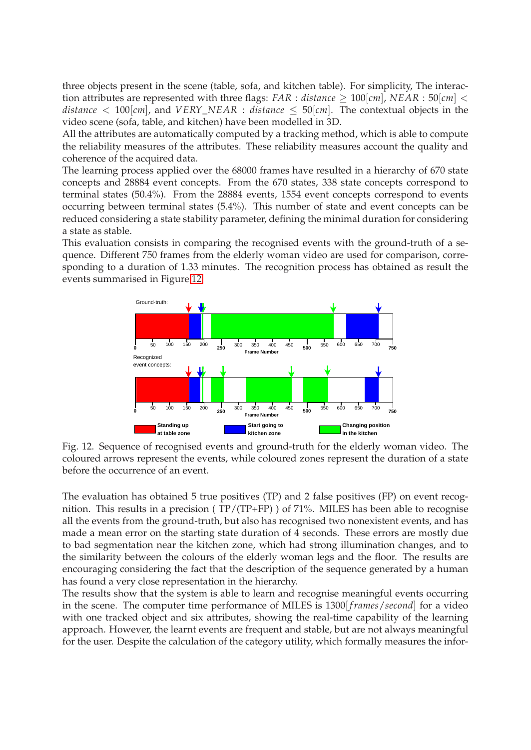three objects present in the scene (table, sofa, and kitchen table). For simplicity, The interaction attributes are represented with three flags: $FAR : distance \geq 100[cm]$, $NEAR : 50[cm] < distance < 100[cm]$, and $VERY\_NEAR : distance \leq 50[cm]$. The contextual objects in the video scene (sofa, table, and kitchen) have been modelled in 3D.

All the attributes are automatically computed by a tracking method, which is able to compute the reliability measures of the attributes. These reliability measures account the quality and coherence of the acquired data.

The learning process applied over the 68000 frames have resulted in a hierarchy of 670 state concepts and 28884 event concepts. From the 670 states, 338 state concepts correspond to terminal states (50.4%). From the 28884 events, 1554 event concepts correspond to events occurring between terminal states (5.4%). This number of state and event concepts can be reduced considering a state stability parameter, defining the minimal duration for considering a state as stable.

This evaluation consists in comparing the recognised events with the ground-truth of a sequence. Different 750 frames from the elderly woman video are used for comparison, corresponding to a duration of 1.33 minutes. The recognition process has obtained as result the events summarised in Figure 12.

Fig. 12. Sequence of recognised events and ground-truth for the elderly woman video. The coloured arrows represent the events, while coloured zones represent the duration of a state before the occurrence of an event.

The evaluation has obtained 5 true positives (TP) and 2 false positives (FP) on event recognition. This results in a precision ( TP/(TP+FP) ) of 71%. MILES has been able to recognise all the events from the ground-truth, but also has recognised two nonexistent events, and has made a mean error on the starting state duration of 4 seconds. These errors are mostly due to bad segmentation near the kitchen zone, which had strong illumination changes, and to the similarity between the colours of the elderly woman legs and the floor. The results are encouraging considering the fact that the description of the sequence generated by a human has found a very close representation in the hierarchy.

The results show that the system is able to learn and recognise meaningful events occurring in the scene. The computer time performance of MILES is $1300[frames/second]$ for a video with one tracked object and six attributes, showing the real-time capability of the learning approach. However, the learnt events are frequent and stable, but are not always meaningful for the user. Despite the calculation of the category utility, which formally measures the infor-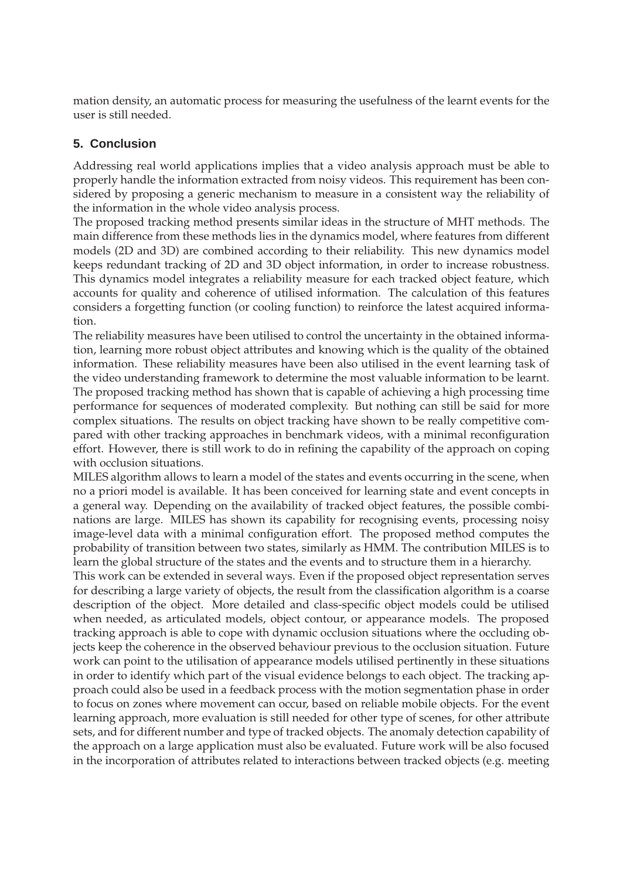mation density, an automatic process for measuring the usefulness of the learnt events for the user is still needed.

## 5. Conclusion

Addressing real world applications implies that a video analysis approach must be able to properly handle the information extracted from noisy videos. This requirement has been considered by proposing a generic mechanism to measure in a consistent way the reliability of the information in the whole video analysis process.

The proposed tracking method presents similar ideas in the structure of MHT methods. The main difference from these methods lies in the dynamics model, where features from different models (2D and 3D) are combined according to their reliability. This new dynamics model keeps redundant tracking of 2D and 3D object information, in order to increase robustness. This dynamics model integrates a reliability measure for each tracked object feature, which accounts for quality and coherence of utilised information. The calculation of this features considers a forgetting function (or cooling function) to reinforce the latest acquired information.

The reliability measures have been utilised to control the uncertainty in the obtained information, learning more robust object attributes and knowing which is the quality of the obtained information. These reliability measures have been also utilised in the event learning task of the video understanding framework to determine the most valuable information to be learnt. The proposed tracking method has shown that is capable of achieving a high processing time performance for sequences of moderated complexity. But nothing can still be said for more complex situations. The results on object tracking have shown to be really competitive compared with other tracking approaches in benchmark videos, with a minimal reconfiguration effort. However, there is still work to do in refining the capability of the approach on coping with occlusion situations.

MILES algorithm allows to learn a model of the states and events occurring in the scene, when no a priori model is available. It has been conceived for learning state and event concepts in a general way. Depending on the availability of tracked object features, the possible combinations are large. MILES has shown its capability for recognising events, processing noisy image-level data with a minimal configuration effort. The proposed method computes the probability of transition between two states, similarly as HMM. The contribution MILES is to learn the global structure of the states and the events and to structure them in a hierarchy.

This work can be extended in several ways. Even if the proposed object representation serves for describing a large variety of objects, the result from the classification algorithm is a coarse description of the object. More detailed and class-specific object models could be utilised when needed, as articulated models, object contour, or appearance models. The proposed tracking approach is able to cope with dynamic occlusion situations where the occluding objects keep the coherence in the observed behaviour previous to the occlusion situation. Future work can point to the utilisation of appearance models utilised pertinently in these situations in order to identify which part of the visual evidence belongs to each object. The tracking approach could also be used in a feedback process with the motion segmentation phase in order to focus on zones where movement can occur, based on reliable mobile objects. For the event learning approach, more evaluation is still needed for other type of scenes, for other attribute sets, and for different number and type of tracked objects. The anomaly detection capability of the approach on a large application must also be evaluated. Future work will be also focused in the incorporation of attributes related to interactions between tracked objects (e.g. meeting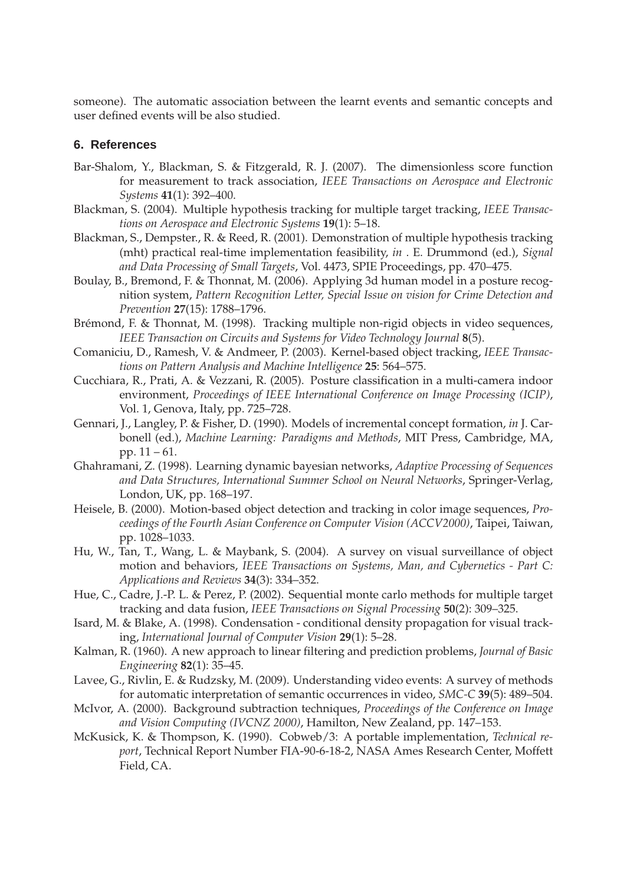someone). The automatic association between the learnt events and semantic concepts and user defined events will be also studied.

## 6. References

Bar-Shalom, Y., Blackman, S. & Fitzgerald, R. J. (2007). The dimensionless score function for measurement to track association, *IEEE Transactions on Aerospace and Electronic Systems* **41**(1): 392–400.

Blackman, S. (2004). Multiple hypothesis tracking for multiple target tracking, *IEEE Transactions on Aerospace and Electronic Systems* **19**(1): 5–18.

Blackman, S., Dempster., R. & Reed, R. (2001). Demonstration of multiple hypothesis tracking (mht) practical real-time implementation feasibility, *in* . E. Drummond (ed.), *Signal and Data Processing of Small Targets*, Vol. 4473, SPIE Proceedings, pp. 470–475.

Boulay, B., Bremond, F. & Thonnat, M. (2006). Applying 3d human model in a posture recognition system, *Pattern Recognition Letter, Special Issue on vision for Crime Detection and Prevention* **27**(15): 1788–1796.

Brémond, F. & Thonnat, M. (1998). Tracking multiple non-rigid objects in video sequences, *IEEE Transaction on Circuits and Systems for Video Technology Journal* **8**(5).

Comaniciu, D., Ramesh, V. & Andmeer, P. (2003). Kernel-based object tracking, *IEEE Transactions on Pattern Analysis and Machine Intelligence* **25**: 564–575.

Cucchiara, R., Prati, A. & Vezzani, R. (2005). Posture classification in a multi-camera indoor environment, *Proceedings of IEEE International Conference on Image Processing (ICIP)*, Vol. 1, Genova, Italy, pp. 725–728.

Gennari, J., Langley, P. & Fisher, D. (1990). Models of incremental concept formation, *in* J. Carbonell (ed.), *Machine Learning: Paradigms and Methods*, MIT Press, Cambridge, MA, pp. 11 – 61.

Ghahramani, Z. (1998). Learning dynamic bayesian networks, *Adaptive Processing of Sequences and Data Structures, International Summer School on Neural Networks*, Springer-Verlag, London, UK, pp. 168–197.

Heisele, B. (2000). Motion-based object detection and tracking in color image sequences, *Proceedings of the Fourth Asian Conference on Computer Vision (ACCV2000)*, Taipei, Taiwan, pp. 1028–1033.

Hu, W., Tan, T., Wang, L. & Maybank, S. (2004). A survey on visual surveillance of object motion and behaviors, *IEEE Transactions on Systems, Man, and Cybernetics - Part C: Applications and Reviews* **34**(3): 334–352.

Hue, C., Cadre, J.-P. L. & Perez, P. (2002). Sequential monte carlo methods for multiple target tracking and data fusion, *IEEE Transactions on Signal Processing* **50**(2): 309–325.

Isard, M. & Blake, A. (1998). Condensation - conditional density propagation for visual tracking, *International Journal of Computer Vision* **29**(1): 5–28.

Kalman, R. (1960). A new approach to linear filtering and prediction problems, *Journal of Basic Engineering* **82**(1): 35–45.

Lavee, G., Rivlin, E. & Rudzsky, M. (2009). Understanding video events: A survey of methods for automatic interpretation of semantic occurrences in video, *SMC-C* **39**(5): 489–504.

McIvor, A. (2000). Background subtraction techniques, *Proceedings of the Conference on Image and Vision Computing (IVCNZ 2000)*, Hamilton, New Zealand, pp. 147–153.

McKusick, K. & Thompson, K. (1990). Cobweb/3: A portable implementation, *Technical report*, Technical Report Number FIA-90-6-18-2, NASA Ames Research Center, Moffett Field, CA.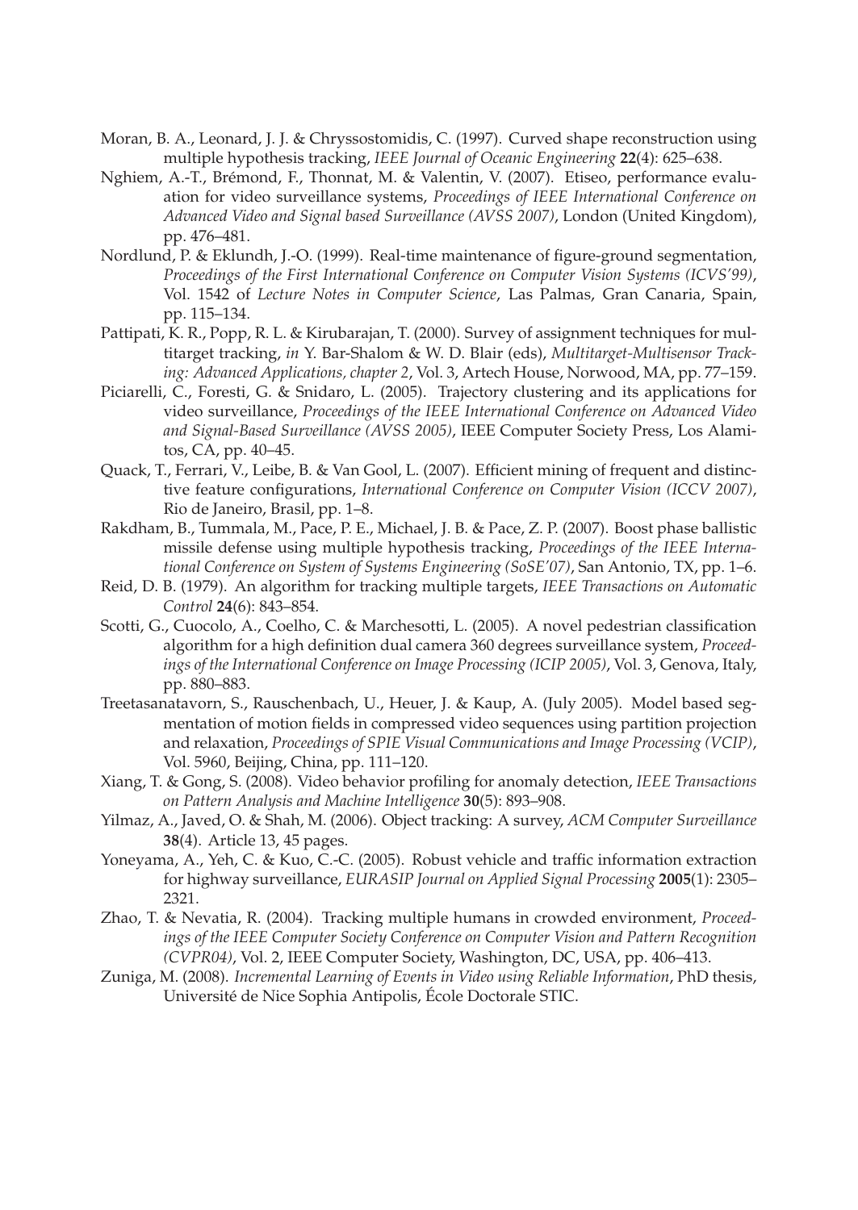Moran, B. A., Leonard, J. J. & Chryssostomidis, C. (1997). Curved shape reconstruction using multiple hypothesis tracking, *IEEE Journal of Oceanic Engineering* **22**(4): 625–638.

Nghiem, A.-T., Brémond, F., Thonnat, M. & Valentin, V. (2007). Etiseo, performance evaluation for video surveillance systems, *Proceedings of IEEE International Conference on Advanced Video and Signal based Surveillance (AVSS 2007)*, London (United Kingdom), pp. 476–481.

Nordlund, P. & Eklundh, J.-O. (1999). Real-time maintenance of figure-ground segmentation, *Proceedings of the First International Conference on Computer Vision Systems (ICVS'99)*, Vol. 1542 of *Lecture Notes in Computer Science*, Las Palmas, Gran Canaria, Spain, pp. 115–134.

Pattipati, K. R., Popp, R. L. & Kirubarajan, T. (2000). Survey of assignment techniques for multitarget tracking, *in* Y. Bar-Shalom & W. D. Blair (eds), *Multitarget-Multisensor Tracking: Advanced Applications, chapter 2*, Vol. 3, Artech House, Norwood, MA, pp. 77–159.

Piciarelli, C., Foresti, G. & Snidaro, L. (2005). Trajectory clustering and its applications for video surveillance, *Proceedings of the IEEE International Conference on Advanced Video and Signal-Based Surveillance (AVSS 2005)*, IEEE Computer Society Press, Los Alamitos, CA, pp. 40–45.

Quack, T., Ferrari, V., Leibe, B. & Van Gool, L. (2007). Efficient mining of frequent and distinctive feature configurations, *International Conference on Computer Vision (ICCV 2007)*, Rio de Janeiro, Brasil, pp. 1–8.

Rakdham, B., Tummala, M., Pace, P. E., Michael, J. B. & Pace, Z. P. (2007). Boost phase ballistic missile defense using multiple hypothesis tracking, *Proceedings of the IEEE International Conference on System of Systems Engineering (SoSE'07)*, San Antonio, TX, pp. 1–6.

Reid, D. B. (1979). An algorithm for tracking multiple targets, *IEEE Transactions on Automatic Control* **24**(6): 843–854.

Scotti, G., Cuocolo, A., Coelho, C. & Marchesotti, L. (2005). A novel pedestrian classification algorithm for a high definition dual camera 360 degrees surveillance system, *Proceedings of the International Conference on Image Processing (ICIP 2005)*, Vol. 3, Genova, Italy, pp. 880–883.

Treetasanatavorn, S., Rauschenbach, U., Heuer, J. & Kaup, A. (July 2005). Model based segmentation of motion fields in compressed video sequences using partition projection and relaxation, *Proceedings of SPIE Visual Communications and Image Processing (VCIP)*, Vol. 5960, Beijing, China, pp. 111–120.

Xiang, T. & Gong, S. (2008). Video behavior profiling for anomaly detection, *IEEE Transactions on Pattern Analysis and Machine Intelligence* **30**(5): 893–908.

Yilmaz, A., Javed, O. & Shah, M. (2006). Object tracking: A survey, *ACM Computer Surveillance* **38**(4). Article 13, 45 pages.

Yoneyama, A., Yeh, C. & Kuo, C.-C. (2005). Robust vehicle and traffic information extraction for highway surveillance, *EURASIP Journal on Applied Signal Processing* **2005**(1): 2305–2321.

Zhao, T. & Nevatia, R. (2004). Tracking multiple humans in crowded environment, *Proceedings of the IEEE Computer Society Conference on Computer Vision and Pattern Recognition (CVPR04)*, Vol. 2, IEEE Computer Society, Washington, DC, USA, pp. 406–413.

Zuniga, M. (2008). *Incremental Learning of Events in Video using Reliable Information*, PhD thesis, Université de Nice Sophia Antipolis, École Doctorale STIC.